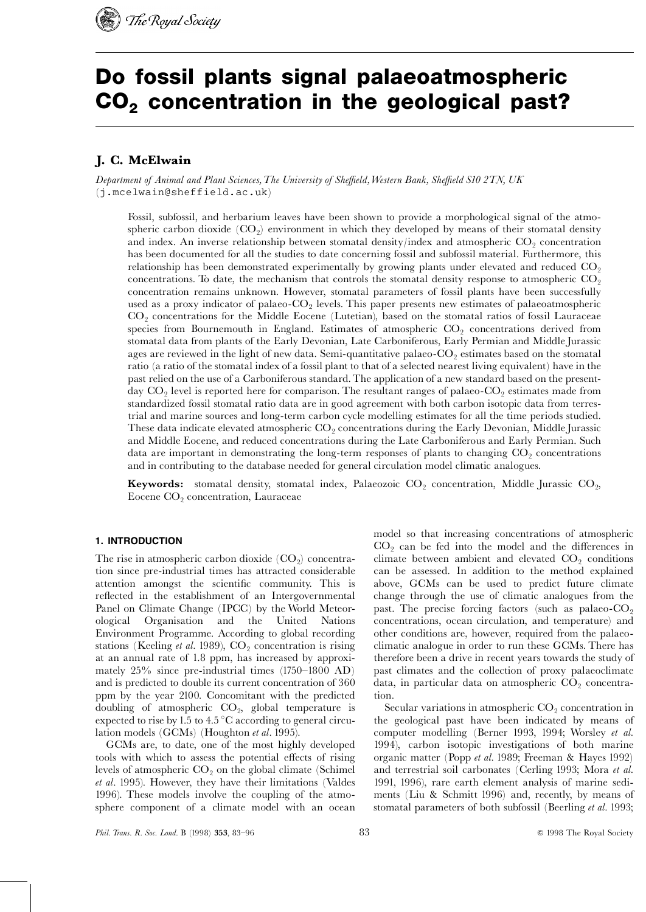# Do fossil plants signal palaeoatmospheric $CO_2$ concentration in the geological past?

## J. C. McElwain

*Department of Animal and Plant Sciences, The University of Sheffield, Western Bank, Sheffield S10 2TN, UK* (j.mcelwain@sheffield.ac.uk)

Fossil, subfossil, and herbarium leaves have been shown to provide a morphological signal of the atmospheric carbon dioxide ($CO_2$) environment in which they developed by means of their stomatal density and index. An inverse relationship between stomatal density/index and atmospheric $CO_2$ concentration has been documented for all the studies to date concerning fossil and subfossil material. Furthermore, this relationship has been demonstrated experimentally by growing plants under elevated and reduced $CO_2$ concentrations. To date, the mechanism that controls the stomatal density response to atmospheric $CO_2$ concentration remains unknown. However, stomatal parameters of fossil plants have been successfully used as a proxy indicator of palaeo-$CO_2$ levels. This paper presents new estimates of palaeoatmospheric $CO_2$ concentrations for the Middle Eocene (Lutetian), based on the stomatal ratios of fossil Lauraceae species from Bournemouth in England. Estimates of atmospheric $CO_2$ concentrations derived from stomatal data from plants of the Early Devonian, Late Carboniferous, Early Permian and Middle Jurassic ages are reviewed in the light of new data. Semi-quantitative palaeo-$CO_2$ estimates based on the stomatal ratio (a ratio of the stomatal index of a fossil plant to that of a selected nearest living equivalent) have in the past relied on the use of a Carboniferous standard. The application of a new standard based on the present-day $CO_2$ level is reported here for comparison. The resultant ranges of palaeo-$CO_2$ estimates made from standardized fossil stomatal ratio data are in good agreement with both carbon isotopic data from terrestrial and marine sources and long-term carbon cycle modelling estimates for all the time periods studied. These data indicate elevated atmospheric $CO_2$ concentrations during the Early Devonian, Middle Jurassic and Middle Eocene, and reduced concentrations during the Late Carboniferous and Early Permian. Such data are important in demonstrating the long-term responses of plants to changing $CO_2$ concentrations and in contributing to the database needed for general circulation model climatic analogues.

**Keywords:** stomatal density, stomatal index, Palaeozoic $CO_2$ concentration, Middle Jurassic $CO_2$, Eocene $CO_2$ concentration, Lauraceae

### 1. INTRODUCTION

The rise in atmospheric carbon dioxide ($CO_2$) concentration since pre-industrial times has attracted considerable attention amongst the scientific community. This is reflected in the establishment of an Intergovernmental Panel on Climate Change (IPCC) by the World Meteorological Organisation and the United Nations Environment Programme. According to global recording stations (Keeling *et al.* 1989), $CO_2$ concentration is rising at an annual rate of 1.8 ppm, has increased by approximately 25% since pre-industrial times (1750–1800 AD) and is predicted to double its current concentration of 360 ppm by the year 2100. Concomitant with the predicted doubling of atmospheric $CO_2$, global temperature is expected to rise by 1.5 to 4.5 °C according to general circulation models (GCMs) (Houghton *et al.* 1995).

GCMs are, to date, one of the most highly developed tools with which to assess the potential effects of rising levels of atmospheric $CO_2$ on the global climate (Schimel *et al.* 1995). However, they have their limitations (Valdes 1996). These models involve the coupling of the atmosphere component of a climate model with an ocean model so that increasing concentrations of atmospheric $CO_2$ can be fed into the model and the differences in climate between ambient and elevated $CO_2$ conditions can be assessed. In addition to the method explained above, GCMs can be used to predict future climate change through the use of climatic analogues from the past. The precise forcing factors (such as palaeo-$CO_2$ concentrations, ocean circulation, and temperature) and other conditions are, however, required from the palaeoclimatic analogue in order to run these GCMs. There has therefore been a drive in recent years towards the study of past climates and the collection of proxy palaeoclimate data, in particular data on atmospheric $CO_2$ concentration.

Secular variations in atmospheric $CO_2$ concentration in the geological past have been indicated by means of computer modelling (Berner 1993, 1994; Worsley *et al.* 1994), carbon isotopic investigations of both marine organic matter (Popp *et al.* 1989; Freeman & Hayes 1992) and terrestrial soil carbonates (Cerling 1993; Mora *et al.* 1991, 1996), rare earth element analysis of marine sediments (Liu & Schmitt 1996) and, recently, by means of stomatal parameters of both subfossil (Beerling *et al.* 1993;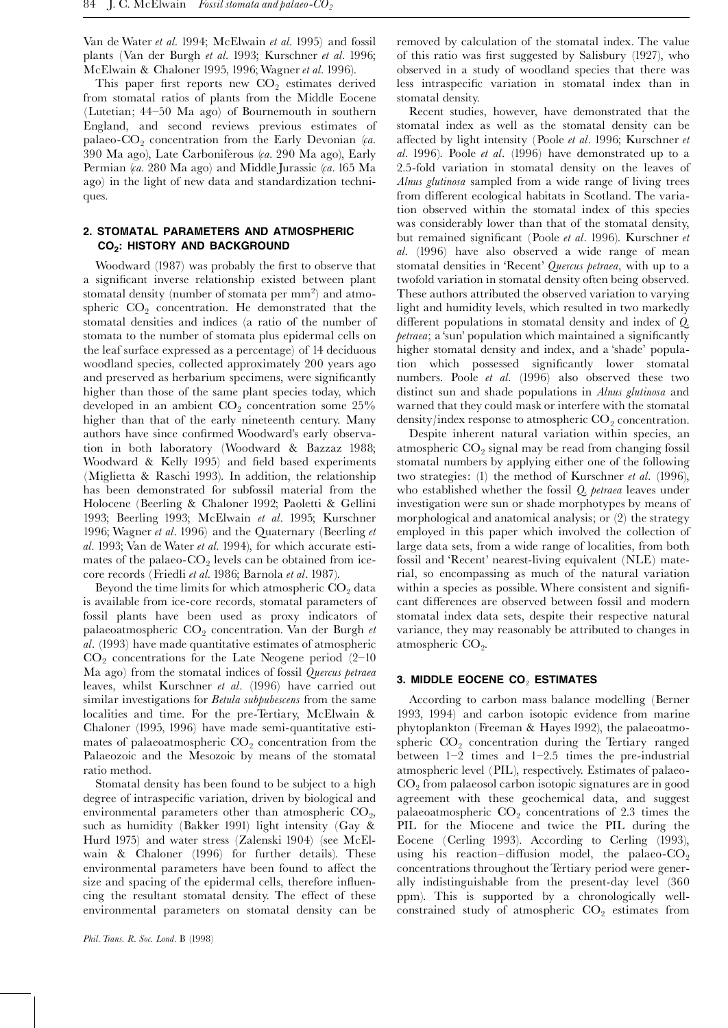Van de Water *et al.* 1994; McElwain *et al.* 1995) and fossil plants (Van der Burgh *et al.* 1993; Kurschner *et al.* 1996; McElwain & Chaloner 1995, 1996; Wagner *et al.* 1996).

This paper first reports new $CO_2$ estimates derived from stomatal ratios of plants from the Middle Eocene (Lutetian; 44–50 Ma ago) of Bournemouth in southern England, and second reviews previous estimates of palaeo-$CO_2$ concentration from the Early Devonian (*ca.* 390 Ma ago), Late Carboniferous (*ca.* 290 Ma ago), Early Permian (*ca.* 280 Ma ago) and Middle Jurassic (*ca.* 165 Ma ago) in the light of new data and standardization techniques.

## 2. STOMATAL PARAMETERS AND ATMOSPHERIC $CO_2$: HISTORY AND BACKGROUND

Woodward (1987) was probably the first to observe that a significant inverse relationship existed between plant stomatal density (number of stomata per $mm^2$) and atmospheric $CO_2$ concentration. He demonstrated that the stomatal densities and indices (a ratio of the number of stomata to the number of stomata plus epidermal cells on the leaf surface expressed as a percentage) of 14 deciduous woodland species, collected approximately 200 years ago and preserved as herbarium specimens, were significantly higher than those of the same plant species today, which developed in an ambient $CO_2$ concentration some 25% higher than that of the early nineteenth century. Many authors have since confirmed Woodward's early observation in both laboratory (Woodward & Bazzaz 1988; Woodward & Kelly 1995) and field based experiments (Miglietta & Raschi 1993). In addition, the relationship has been demonstrated for subfossil material from the Holocene (Beerling & Chaloner 1992; Paoletti & Gellini 1993; Beerling 1993; McElwain *et al.* 1995; Kurschner 1996; Wagner *et al.* 1996) and the Quaternary (Beerling *et al.* 1993; Van de Water *et al.* 1994), for which accurate estimates of the palaeo-$CO_2$ levels can be obtained from ice-core records (Friedli *et al.* 1986; Barnola *et al.* 1987).

Beyond the time limits for which atmospheric $CO_2$ data is available from ice-core records, stomatal parameters of fossil plants have been used as proxy indicators of palaeoatmospheric $CO_2$ concentration. Van der Burgh *et al.* (1993) have made quantitative estimates of atmospheric $CO_2$ concentrations for the Late Neogene period (2–10 Ma ago) from the stomatal indices of fossil *Quercus petraea* leaves, whilst Kurschner *et al.* (1996) have carried out similar investigations for *Betula subpubescens* from the same localities and time. For the pre-Tertiary, McElwain & Chaloner (1995, 1996) have made semi-quantitative estimates of palaeoatmospheric $CO_2$ concentration from the Palaeozoic and the Mesozoic by means of the stomatal ratio method.

Stomatal density has been found to be subject to a high degree of intraspecific variation, driven by biological and environmental parameters other than atmospheric $CO_2$, such as humidity (Bakker 1991) light intensity (Gay & Hurd 1975) and water stress (Zalenski 1904) (see McElwain & Chaloner (1996) for further details). These environmental parameters have been found to affect the size and spacing of the epidermal cells, therefore influencing the resultant stomatal density. The effect of these environmental parameters on stomatal density can be removed by calculation of the stomatal index. The value of this ratio was first suggested by Salisbury (1927), who observed in a study of woodland species that there was less intraspecific variation in stomatal index than in stomatal density.

Recent studies, however, have demonstrated that the stomatal index as well as the stomatal density can be affected by light intensity (Poole *et al.* 1996; Kurschner *et al.* 1996). Poole *et al.* (1996) have demonstrated up to a 2.5-fold variation in stomatal density on the leaves of *Alnus glutinosa* sampled from a wide range of living trees from different ecological habitats in Scotland. The variation observed within the stomatal index of this species was considerably lower than that of the stomatal density, but remained significant (Poole *et al.* 1996). Kurschner *et al.* (1996) have also observed a wide range of mean stomatal densities in 'Recent' *Quercus petraea*, with up to a twofold variation in stomatal density often being observed. These authors attributed the observed variation to varying light and humidity levels, which resulted in two markedly different populations in stomatal density and index of *Q. petraea*; a 'sun' population which maintained a significantly higher stomatal density and index, and a 'shade' population which possessed significantly lower stomatal numbers. Poole *et al.* (1996) also observed these two distinct sun and shade populations in *Alnus glutinosa* and warned that they could mask or interfere with the stomatal density/index response to atmospheric $CO_2$ concentration.

Despite inherent natural variation within species, an atmospheric $CO_2$ signal may be read from changing fossil stomatal numbers by applying either one of the following two strategies: (1) the method of Kurschner *et al.* (1996), who established whether the fossil *Q. petraea* leaves under investigation were sun or shade morphotypes by means of morphological and anatomical analysis; or (2) the strategy employed in this paper which involved the collection of large data sets, from a wide range of localities, from both fossil and 'Recent' nearest-living equivalent (NLE) material, so encompassing as much of the natural variation within a species as possible. Where consistent and significant differences are observed between fossil and modern stomatal index data sets, despite their respective natural variance, they may reasonably be attributed to changes in atmospheric $CO_2$.

## 3. MIDDLE EOCENE $CO_2$ ESTIMATES

According to carbon mass balance modelling (Berner 1993, 1994) and carbon isotopic evidence from marine phytoplankton (Freeman & Hayes 1992), the palaeoatmospheric $CO_2$ concentration during the Tertiary ranged between 1–2 times and 1–2.5 times the pre-industrial atmospheric level (PIL), respectively. Estimates of palaeo-$CO_2$ from palaeosol carbon isotopic signatures are in good agreement with these geochemical data, and suggest palaeoatmospheric $CO_2$ concentrations of 2.3 times the PIL for the Miocene and twice the PIL during the Eocene (Cerling 1993). According to Cerling (1993), using his reaction–diffusion model, the palaeo-$CO_2$ concentrations throughout the Tertiary period were generally indistinguishable from the present-day level (360 ppm). This is supported by a chronologically well-constrained study of atmospheric $CO_2$ estimates from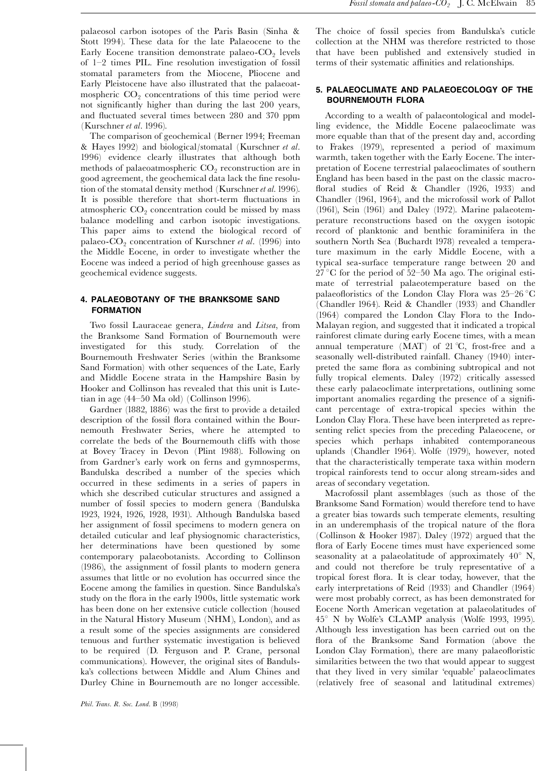palaeosol carbon isotopes of the Paris Basin (Sinha & Stott 1994). These data for the late Palaeocene to the Early Eocene transition demonstrate palaeo-$CO_2$ levels of 1–2 times PIL. Fine resolution investigation of fossil stomatal parameters from the Miocene, Pliocene and Early Pleistocene have also illustrated that the palaeoatmospheric $CO_2$ concentrations of this time period were not significantly higher than during the last 200 years, and fluctuated several times between 280 and 370 ppm (Kurschner *et al*. 1996).

The comparison of geochemical (Berner 1994; Freeman & Hayes 1992) and biological/stomatal (Kurschner *et al*. 1996) evidence clearly illustrates that although both methods of palaeoatmospheric $CO_2$ reconstruction are in good agreement, the geochemical data lack the fine resolution of the stomatal density method (Kurschner *et al*. 1996). It is possible therefore that short-term fluctuations in atmospheric $CO_2$ concentration could be missed by mass balance modelling and carbon isotopic investigations. This paper aims to extend the biological record of palaeo-$CO_2$ concentration of Kurschner *et al*. (1996) into the Middle Eocene, in order to investigate whether the Eocene was indeed a period of high greenhouse gasses as geochemical evidence suggests.

## 4. PALAEOBOTANY OF THE BRANKSOME SAND FORMATION

Two fossil Lauraceae genera, *Lindera* and *Litsea*, from the Branksome Sand Formation of Bournemouth were investigated for this study. Correlation of the Bournemouth Freshwater Series (within the Branksome Sand Formation) with other sequences of the Late, Early and Middle Eocene strata in the Hampshire Basin by Hooker and Collinson has revealed that this unit is Lutetian in age (44–50 Ma old) (Collinson 1996).

Gardner (1882, 1886) was the first to provide a detailed description of the fossil flora contained within the Bournemouth Freshwater Series, where he attempted to correlate the beds of the Bournemouth cliffs with those at Bovey Tracey in Devon (Plint 1988). Following on from Gardner's early work on ferns and gymnosperms, Bandulska described a number of the species which occurred in these sediments in a series of papers in which she described cuticular structures and assigned a number of fossil species to modern genera (Bandulska 1923, 1924, 1926, 1928, 1931). Although Bandulska based her assignment of fossil specimens to modern genera on detailed cuticular and leaf physiognomic characteristics, her determinations have been questioned by some contemporary palaeobotanists. According to Collinson (1986), the assignment of fossil plants to modern genera assumes that little or no evolution has occurred since the Eocene among the families in question. Since Bandulska's study on the flora in the early 1900s, little systematic work has been done on her extensive cuticle collection (housed in the Natural History Museum (NHM), London), and as a result some of the species assignments are considered tenuous and further systematic investigation is believed to be required (D. Ferguson and P. Crane, personal communications). However, the original sites of Bandulska's collections between Middle and Alum Chines and Durley Chine in Bournemouth are no longer accessible. The choice of fossil species from Bandulska's cuticle collection at the NHM was therefore restricted to those that have been published and extensively studied in terms of their systematic affinities and relationships.

## 5. PALAEOCLIMATE AND PALAEOECOLOGY OF THE BOURNEMOUTH FLORA

According to a wealth of palaeontological and modelling evidence, the Middle Eocene palaeoclimate was more equable than that of the present day and, according to Frakes (1979), represented a period of maximum warmth, taken together with the Early Eocene. The interpretation of Eocene terrestrial palaeoclimates of southern England has been based in the past on the classic macrofloral studies of Reid & Chandler (1926, 1933) and Chandler (1961, 1964), and the microfossil work of Pallot (1961), Sein (1961) and Daley (1972). Marine palaeotemperature reconstructions based on the oxygen isotopic record of planktonic and benthic foraminifera in the southern North Sea (Buchardt 1978) revealed a temperature maximum in the early Middle Eocene, with a typical sea-surface temperature range between 20 and 27 °C for the period of 52–50 Ma ago. The original estimate of terrestrial palaeotemperature based on the palaeofloristics of the London Clay Flora was 25–26 °C (Chandler 1964). Reid & Chandler (1933) and Chandler (1964) compared the London Clay Flora to the Indo-Malayan region, and suggested that it indicated a tropical rainforest climate during early Eocene times, with a mean annual temperature (MAT) of 21 °C, frost-free and a seasonally well-distributed rainfall. Chaney (1940) interpreted the same flora as combining subtropical and not fully tropical elements. Daley (1972) critically assessed these early palaeoclimate interpretations, outlining some important anomalies regarding the presence of a significant percentage of extra-tropical species within the London Clay Flora. These have been interpreted as representing relict species from the preceding Palaeocene, or species which perhaps inhabited contemporaneous uplands (Chandler 1964). Wolfe (1979), however, noted that the characteristically temperate taxa within modern tropical rainforests tend to occur along stream-sides and areas of secondary vegetation.

Macrofossil plant assemblages (such as those of the Branksome Sand Formation) would therefore tend to have a greater bias towards such temperate elements, resulting in an underemphasis of the tropical nature of the flora (Collinson & Hooker 1987). Daley (1972) argued that the flora of Early Eocene times must have experienced some seasonality at a palaeolatitude of approximately 40° N, and could not therefore be truly representative of a tropical forest flora. It is clear today, however, that the early interpretations of Reid (1933) and Chandler (1964) were most probably correct, as has been demonstrated for Eocene North American vegetation at palaeolatitudes of 45° N by Wolfe's CLAMP analysis (Wolfe 1993, 1995). Although less investigation has been carried out on the flora of the Branksome Sand Formation (above the London Clay Formation), there are many palaeofloristic similarities between the two that would appear to suggest that they lived in very similar 'equable' palaeoclimates (relatively free of seasonal and latitudinal extremes)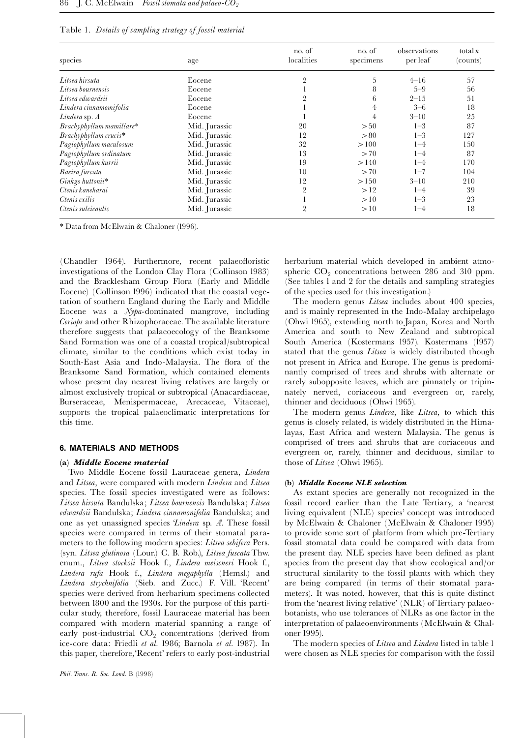Table 1. *Details of sampling strategy of fossil material*

| species | age | no. of localities | no. of specimens | observations per leaf | total *n* (counts) |
|---|---|---|---|---|---|
| *Litsea hirsuta* | Eocene | 2 | 5 | 4–16 | 57 |
| *Litsea bournensis* | Eocene | 1 | 8 | 5–9 | 56 |
| *Litsea edwardsii* | Eocene | 2 | 6 | 2–15 | 51 |
| *Lindera cinnamomifolia* | Eocene | 1 | 4 | 3–6 | 18 |
| *Lindera* sp. *A* | Eocene | 1 | 4 | 3–10 | 25 |
| *Brachyphyllum mamillare** | Mid. Jurassic | 20 | > 50 | 1–3 | 87 |
| *Brachyphyllum crucis** | Mid. Jurassic | 12 | > 80 | 1–3 | 127 |
| *Pagiophyllum maculosum* | Mid. Jurassic | 32 | > 100 | 1–4 | 150 |
| *Pagiophyllum ordinatum* | Mid. Jurassic | 13 | > 70 | 1–4 | 87 |
| *Pagiophyllum kurrii* | Mid. Jurassic | 19 | > 140 | 1–4 | 170 |
| *Baeira furcata* | Mid. Jurassic | 10 | > 70 | 1–7 | 104 |
| *Ginkgo huttonii** | Mid. Jurassic | 12 | > 150 | 3–10 | 210 |
| *Ctenis kaneharai* | Mid. Jurassic | 2 | > 12 | 1–4 | 39 |
| *Ctenis exilis* | Mid. Jurassic | 1 | > 10 | 1–3 | 23 |
| *Ctenis sulcicaulis* | Mid. Jurassic | 2 | > 10 | 1–4 | 18 |

\* Data from McElwain & Chaloner (1996).

(Chandler 1964). Furthermore, recent palaeofloristic investigations of the London Clay Flora (Collinson 1983) and the Bracklesham Group Flora (Early and Middle Eocene) (Collinson 1996) indicated that the coastal vegetation of southern England during the Early and Middle Eocene was a *Nypa*-dominated mangrove, including *Ceriops* and other Rhizophoraceae. The available literature therefore suggests that palaeoecology of the Branksome Sand Formation was one of a coastal tropical/subtropical climate, similar to the conditions which exist today in South-East Asia and Indo-Malaysia. The flora of the Branksome Sand Formation, which contained elements whose present day nearest living relatives are largely or almost exclusively tropical or subtropical (Anacardiaceae, Burseraceae, Menispermaceae, Arecaceae, Vitaceae), supports the tropical palaeoclimatic interpretations for this time.

## 6. MATERIALS AND METHODS

### (a) *Middle Eocene material*

Two Middle Eocene fossil Lauraceae genera, *Lindera* and *Litsea*, were compared with modern *Lindera* and *Litsea* species. The fossil species investigated were as follows: *Litsea hirsuta* Bandulska; *Litsea bournensis* Bandulska; *Litsea edwardsii* Bandulska; *Lindera cinnamonifolia* Bandulska; and one as yet unassigned species '*Lindera* sp. *A*'. These fossil species were compared in terms of their stomatal parameters to the following modern species: *Litsea sebifera* Pers. (syn. *Litsea glutinosa* (Lour.) C. B. Rob.), *Litsea fuscata* Thw. enum., *Litsea stocksii* Hook f., *Lindera meissneri* Hook f., *Lindera rufa* Hook f., *Lindera megaphylla* (Hemsl.) and *Lindera strychnifolia* (Sieb. and Zucc.) F. Vill. 'Recent' species were derived from herbarium specimens collected between 1800 and the 1930s. For the purpose of this particular study, therefore, fossil Lauraceae material has been compared with modern material spanning a range of early post-industrial $CO_2$ concentrations (derived from ice-core data: Friedli *et al.* 1986; Barnola *et al.* 1987). In this paper, therefore, 'Recent' refers to early post-industrial herbarium material which developed in ambient atmospheric $CO_2$ concentrations between 286 and 310 ppm. (See tables 1 and 2 for the details and sampling strategies of the species used for this investigation.)

The modern genus *Litsea* includes about 400 species, and is mainly represented in the Indo-Malay archipelago (Ohwi 1965), extending north to Japan, Korea and North America and south to New Zealand and subtropical South America (Kostermans 1957). Kostermans (1957) stated that the genus *Litsea* is widely distributed though not present in Africa and Europe. The genus is predominantly comprised of trees and shrubs with alternate or rarely subopposite leaves, which are pinnately or tripinnately nerved, coriaceous and evergreen or, rarely, thinner and deciduous (Ohwi 1965).

The modern genus *Lindera*, like *Litsea*, to which this genus is closely related, is widely distributed in the Himalayas, East Africa and western Malaysia. The genus is comprised of trees and shrubs that are coriaceous and evergreen or, rarely, thinner and deciduous, similar to those of *Litsea* (Ohwi 1965).

### (b) *Middle Eocene NLE selection*

As extant species are generally not recognized in the fossil record earlier than the Late Tertiary, a 'nearest living equivalent (NLE) species' concept was introduced by McElwain & Chaloner (McElwain & Chaloner 1995) to provide some sort of platform from which pre-Tertiary fossil stomatal data could be compared with data from the present day. NLE species have been defined as plant species from the present day that show ecological and/or structural similarity to the fossil plants with which they are being compared (in terms of their stomatal parameters). It was noted, however, that this is quite distinct from the 'nearest living relative' (NLR) of Tertiary palaeobotanists, who use tolerances of NLRs as one factor in the interpretation of palaeoenvironments (McElwain & Chaloner 1995).

The modern species of *Litsea* and *Lindera* listed in table 1 were chosen as NLE species for comparison with the fossil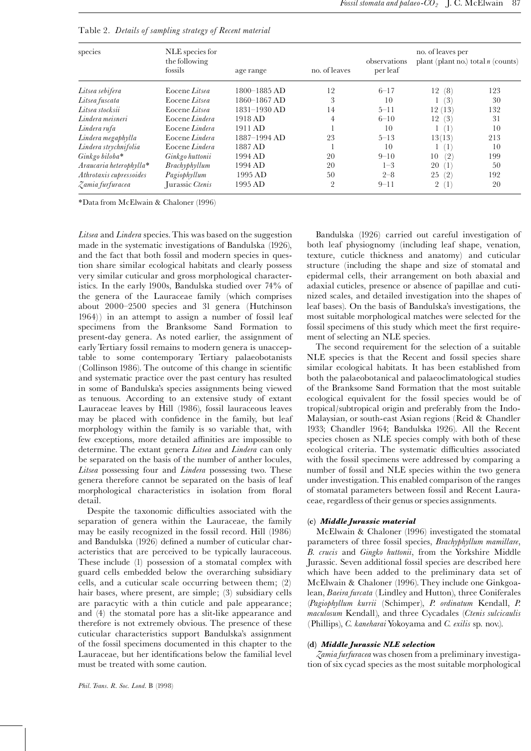Table 2. *Details of sampling strategy of Recent material*

| species | NLE species for the following fossils | age range | no. of leaves | observations per leaf | no. of leaves per plant (plant no.) | total *n* (counts) |
|---|---|---|---|---|---|---|
| *Litsea sebifera* | Eocene *Litsea* | 1800–1885 AD | 12 | 6–17 | 12 (8) | 123 |
| *Litsea fuscata* | Eocene *Litsea* | 1860–1867 AD | 3 | 10 | 1 (3) | 30 |
| *Litsea stocksii* | Eocene *Litsea* | 1831–1930 AD | 14 | 5–11 | 12 (13) | 132 |
| *Lindera meisneri* | Eocene *Lindera* | 1918 AD | 4 | 6–10 | 12 (3) | 31 |
| *Lindera rufa* | Eocene *Lindera* | 1911 AD | 1 | 10 | 1 (1) | 10 |
| *Lindera megaphylla* | Eocene *Lindera* | 1887–1994 AD | 23 | 5–13 | 13 (13) | 213 |
| *Lindera strychnifolia* | Eocene *Lindera* | 1887 AD | 1 | 10 | 1 (1) | 10 |
| *Ginkgo biloba** | *Ginkgo huttonii* | 1994 AD | 20 | 9–10 | 10 (2) | 199 |
| *Araucaria heterophylla** | *Brachyphyllum* | 1994 AD | 20 | 1–3 | 20 (1) | 50 |
| *Athrotaxis cupressoides* | *Pagiophyllum* | 1995 AD | 50 | 2–8 | 25 (2) | 192 |
| *Zamia furfuracea* | Jurassic *Ctenis* | 1995 AD | 2 | 9–11 | 2 (1) | 20 |

*Data from McElwain & Chaloner (1996)

*Litsea* and *Lindera* species. This was based on the suggestion made in the systematic investigations of Bandulska (1926), and the fact that both fossil and modern species in question share similar ecological habitats and clearly possess very similar cuticular and gross morphological characteristics. In the early 1900s, Bandulska studied over 74% of the genera of the Lauraceae family (which comprises about 2000–2500 species and 31 genera (Hutchinson 1964)) in an attempt to assign a number of fossil leaf specimens from the Branksome Sand Formation to present-day genera. As noted earlier, the assignment of early Tertiary fossil remains to modern genera is unacceptable to some contemporary Tertiary palaeobotanists (Collinson 1986). The outcome of this change in scientific and systematic practice over the past century has resulted in some of Bandulska's species assignments being viewed as tenuous. According to an extensive study of extant Lauraceae leaves by Hill (1986), fossil lauraceous leaves may be placed with confidence in the family, but leaf morphology within the family is so variable that, with few exceptions, more detailed affinities are impossible to determine. The extant genera *Litsea* and *Lindera* can only be separated on the basis of the number of anther locules, *Litsea* possessing four and *Lindera* possessing two. These genera therefore cannot be separated on the basis of leaf morphological characteristics in isolation from floral detail.

Despite the taxonomic difficulties associated with the separation of genera within the Lauraceae, the family may be easily recognized in the fossil record. Hill (1986) and Bandulska (1926) defined a number of cuticular characteristics that are perceived to be typically lauraceous. These include (1) possession of a stomatal complex with guard cells embedded below the overarching subsidiary cells, and a cuticular scale occurring between them; (2) hair bases, where present, are simple; (3) subsidiary cells are paracytic with a thin cuticle and pale appearance; and (4) the stomatal pore has a slit-like appearance and therefore is not extremely obvious. The presence of these cuticular characteristics support Bandulska's assignment of the fossil specimens documented in this chapter to the Lauraceae, but her identifications below the familial level must be treated with some caution.

Bandulska (1926) carried out careful investigation of both leaf physiognomy (including leaf shape, venation, texture, cuticle thickness and anatomy) and cuticular structure (including the shape and size of stomatal and epidermal cells, their arrangement on both abaxial and adaxial cuticles, presence or absence of papillae and cutinized scales, and detailed investigation into the shapes of leaf bases). On the basis of Bandulska's investigations, the most suitable morphological matches were selected for the fossil specimens of this study which meet the first requirement of selecting an NLE species.

The second requirement for the selection of a suitable NLE species is that the Recent and fossil species share similar ecological habitats. It has been established from both the palaeobotanical and palaeoclimatological studies of the Branksome Sand Formation that the most suitable ecological equivalent for the fossil species would be of tropical/subtropical origin and preferably from the Indo-Malaysian, or south-east Asian regions (Reid & Chandler 1933; Chandler 1964; Bandulska 1926). All the Recent species chosen as NLE species comply with both of these ecological criteria. The systematic difficulties associated with the fossil specimens were addressed by comparing a number of fossil and NLE species within the two genera under investigation. This enabled comparison of the ranges of stomatal parameters between fossil and Recent Lauraceae, regardless of their genus or species assignments.

### (c) *Middle Jurassic material*

McElwain & Chaloner (1996) investigated the stomatal parameters of three fossil species, *Brachyphyllum mamillare*, *B. crucis* and *Gingko huttonii*, from the Yorkshire Middle Jurassic. Seven additional fossil species are described here which have been added to the preliminary data set of McElwain & Chaloner (1996). They include one Ginkgoalean, *Baeira furcata* (Lindley and Hutton), three Coniferales (*Pagiophyllum kurrii* (Schimper), *P. ordinatum* Kendall, *P. maculosum* Kendall), and three Cycadales (*Ctenis sulcicaulis* (Phillips), *C. kaneharai* Yokoyama and *C. exilis* sp. nov.).

### (d) *Middle Jurassic NLE selection*

*Zamia furfuracea* was chosen from a preliminary investigation of six cycad species as the most suitable morphological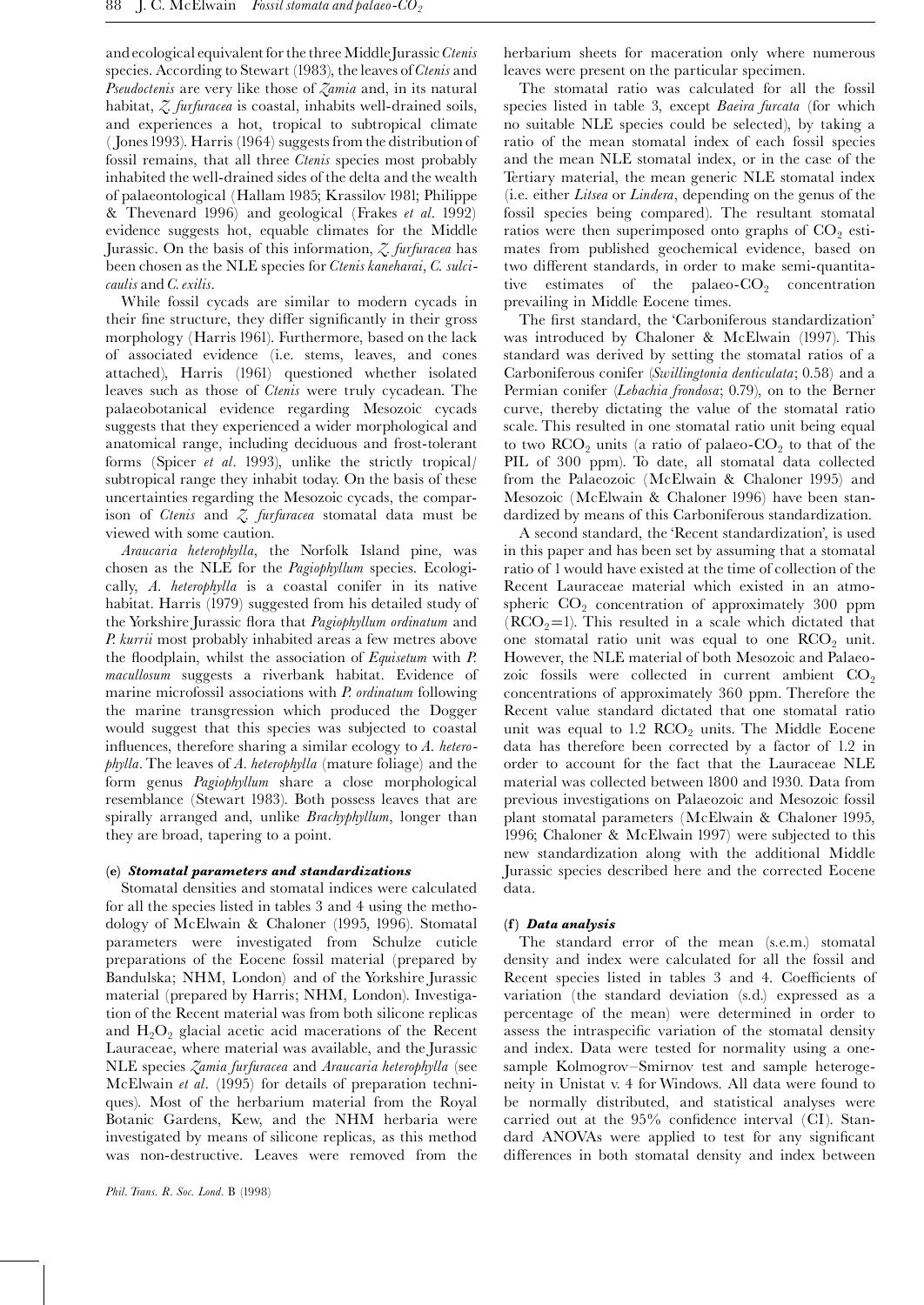and ecological equivalent for the three Middle Jurassic *Ctenis* species. According to Stewart (1983), the leaves of *Ctenis* and *Pseudoctenis* are very like those of *Zamia* and, in its natural habitat, *Z. furfuracea* is coastal, inhabits well-drained soils, and experiences a hot, tropical to subtropical climate (Jones 1993). Harris (1964) suggests from the distribution of fossil remains, that all three *Ctenis* species most probably inhabited the well-drained sides of the delta and the wealth of palaeontological (Hallam 1985; Krassilov 1981; Philippe & Thevenard 1996) and geological (Frakes *et al*. 1992) evidence suggests hot, equable climates for the Middle Jurassic. On the basis of this information, *Z. furfuracea* has been chosen as the NLE species for *Ctenis kaneharai*, *C. sulcicaulis* and *C. exilis*.

While fossil cycads are similar to modern cycads in their fine structure, they differ significantly in their gross morphology (Harris 1961). Furthermore, based on the lack of associated evidence (i.e. stems, leaves, and cones attached), Harris (1961) questioned whether isolated leaves such as those of *Ctenis* were truly cycadean. The palaeobotanical evidence regarding Mesozoic cycads suggests that they experienced a wider morphological and anatomical range, including deciduous and frost-tolerant forms (Spicer *et al*. 1993), unlike the strictly tropical/subtropical range they inhabit today. On the basis of these uncertainties regarding the Mesozoic cycads, the comparison of *Ctenis* and *Z. furfuracea* stomatal data must be viewed with some caution.

*Araucaria heterophylla*, the Norfolk Island pine, was chosen as the NLE for the *Pagiophyllum* species. Ecologically, *A. heterophylla* is a coastal conifer in its native habitat. Harris (1979) suggested from his detailed study of the Yorkshire Jurassic flora that *Pagiophyllum ordinatum* and *P. kurrii* most probably inhabited areas a few metres above the floodplain, whilst the association of *Equisetum* with *P. macullosum* suggests a riverbank habitat. Evidence of marine microfossil associations with *P. ordinatum* following the marine transgression which produced the Dogger would suggest that this species was subjected to coastal influences, therefore sharing a similar ecology to *A. heterophylla*. The leaves of *A. heterophylla* (mature foliage) and the form genus *Pagiophyllum* share a close morphological resemblance (Stewart 1983). Both possess leaves that are spirally arranged and, unlike *Brachyphyllum*, longer than they are broad, tapering to a point.

### (e) *Stomatal parameters and standardizations*

Stomatal densities and stomatal indices were calculated for all the species listed in tables 3 and 4 using the methodology of McElwain & Chaloner (1995, 1996). Stomatal parameters were investigated from Schulze cuticle preparations of the Eocene fossil material (prepared by Bandulska; NHM, London) and of the Yorkshire Jurassic material (prepared by Harris; NHM, London). Investigation of the Recent material was from both silicone replicas and $H_2O_2$ glacial acetic acid macerations of the Recent Lauraceae, where material was available, and the Jurassic NLE species *Zamia furfuracea* and *Araucaria heterophylla* (see McElwain *et al*. (1995) for details of preparation techniques). Most of the herbarium material from the Royal Botanic Gardens, Kew, and the NHM herbaria were investigated by means of silicone replicas, as this method was non-destructive. Leaves were removed from the herbarium sheets for maceration only where numerous leaves were present on the particular specimen.

The stomatal ratio was calculated for all the fossil species listed in table 3, except *Baeira furcata* (for which no suitable NLE species could be selected), by taking a ratio of the mean stomatal index of each fossil species and the mean NLE stomatal index, or in the case of the Tertiary material, the mean generic NLE stomatal index (i.e. either *Litsea* or *Lindera*, depending on the genus of the fossil species being compared). The resultant stomatal ratios were then superimposed onto graphs of $CO_2$ estimates from published geochemical evidence, based on two different standards, in order to make semi-quantitative estimates of the palaeo-$CO_2$ concentration prevailing in Middle Eocene times.

The first standard, the 'Carboniferous standardization' was introduced by Chaloner & McElwain (1997). This standard was derived by setting the stomatal ratios of a Carboniferous conifer (*Swillingtonia denticulata*; 0.58) and a Permian conifer (*Lebachia frondosa*; 0.79), on to the Berner curve, thereby dictating the value of the stomatal ratio scale. This resulted in one stomatal ratio unit being equal to two $RCO_2$ units (a ratio of palaeo-$CO_2$ to that of the PIL of 300 ppm). To date, all stomatal data collected from the Palaeozoic (McElwain & Chaloner 1995) and Mesozoic (McElwain & Chaloner 1996) have been standardized by means of this Carboniferous standardization.

A second standard, the 'Recent standardization', is used in this paper and has been set by assuming that a stomatal ratio of 1 would have existed at the time of collection of the Recent Lauraceae material which existed in an atmospheric $CO_2$ concentration of approximately 300 ppm ($RCO_2=1$). This resulted in a scale which dictated that one stomatal ratio unit was equal to one $RCO_2$ unit. However, the NLE material of both Mesozoic and Palaeozoic fossils were collected in current ambient $CO_2$ concentrations of approximately 360 ppm. Therefore the Recent value standard dictated that one stomatal ratio unit was equal to 1.2 $RCO_2$ units. The Middle Eocene data has therefore been corrected by a factor of 1.2 in order to account for the fact that the Lauraceae NLE material was collected between 1800 and 1930. Data from previous investigations on Palaeozoic and Mesozoic fossil plant stomatal parameters (McElwain & Chaloner 1995, 1996; Chaloner & McElwain 1997) were subjected to this new standardization along with the additional Middle Jurassic species described here and the corrected Eocene data.

### (f) *Data analysis*

The standard error of the mean (s.e.m.) stomatal density and index were calculated for all the fossil and Recent species listed in tables 3 and 4. Coefficients of variation (the standard deviation (s.d.) expressed as a percentage of the mean) were determined in order to assess the intraspecific variation of the stomatal density and index. Data were tested for normality using a one-sample Kolmogrov–Smirnov test and sample heterogeneity in Unistat v. 4 for Windows. All data were found to be normally distributed, and statistical analyses were carried out at the 95% confidence interval (CI). Standard ANOVAs were applied to test for any significant differences in both stomatal density and index between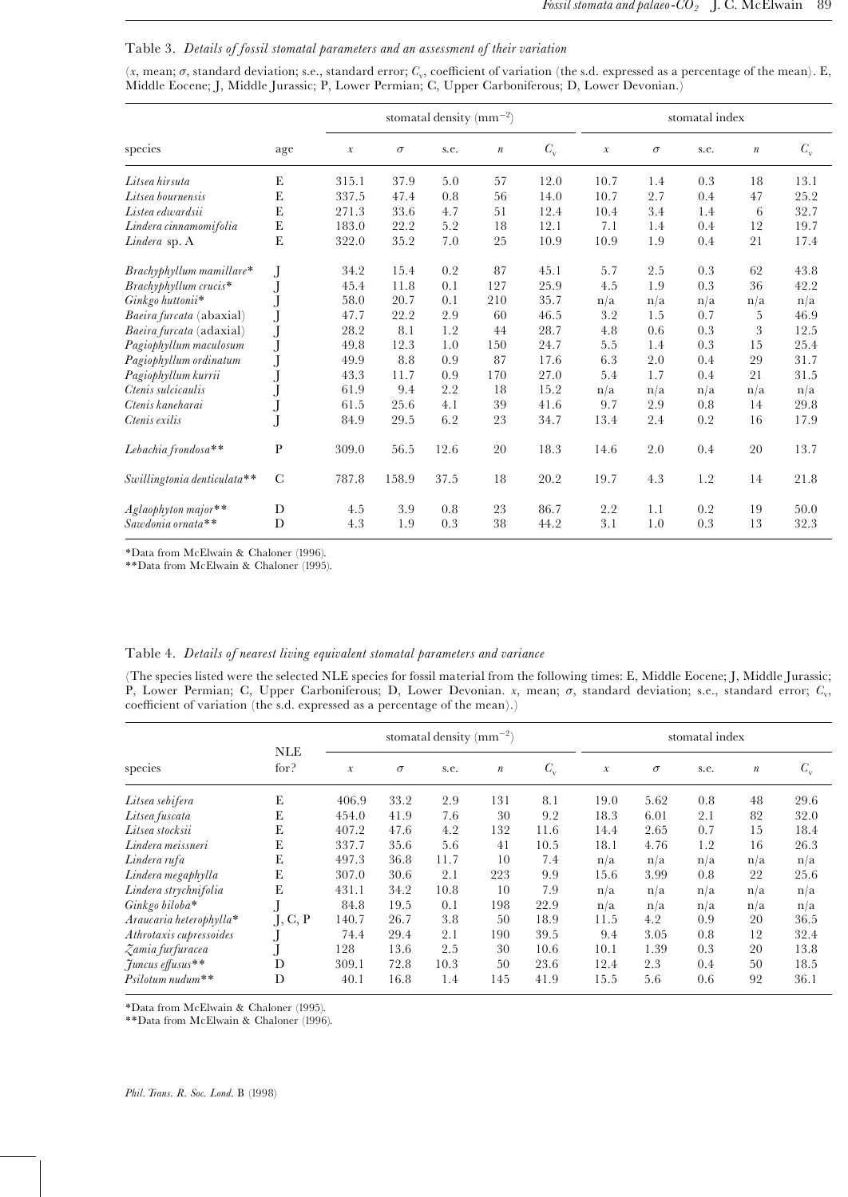Table 3. *Details of fossil stomatal parameters and an assessment of their variation*

($x$, mean; $\sigma$, standard deviation; s.e., standard error; $C_v$, coefficient of variation (the s.d. expressed as a percentage of the mean). E, Middle Eocene; J, Middle Jurassic; P, Lower Permian; C, Upper Carboniferous; D, Lower Devonian.)

| | | stomatal density (mm$^{-2}$) | | | | | stomatal index | | | | |
|---|---|---|---|---|---|---|---|---|---|---|---|
| species | age | $x$ | $\sigma$ | s.e. | $n$ | $C_v$ | $x$ | $\sigma$ | s.e. | $n$ | $C_v$ |
| *Litsea hirsuta* | E | 315.1 | 37.9 | 5.0 | 57 | 12.0 | 10.7 | 1.4 | 0.3 | 18 | 13.1 |
| *Litsea bournensis* | E | 337.5 | 47.4 | 0.8 | 56 | 14.0 | 10.7 | 2.7 | 0.4 | 47 | 25.2 |
| *Listea edwardsii* | E | 271.3 | 33.6 | 4.7 | 51 | 12.4 | 10.4 | 3.4 | 1.4 | 6 | 32.7 |
| *Lindera cinnamomifolia* | E | 183.0 | 22.2 | 5.2 | 18 | 12.1 | 7.1 | 1.4 | 0.4 | 12 | 19.7 |
| *Lindera* sp. A | E | 322.0 | 35.2 | 7.0 | 25 | 10.9 | 10.9 | 1.9 | 0.4 | 21 | 17.4 |
| *Brachyphyllum mamillare*\* | J | 34.2 | 15.4 | 0.2 | 87 | 45.1 | 5.7 | 2.5 | 0.3 | 62 | 43.8 |
| *Brachyphyllum crucis*\* | J | 45.4 | 11.8 | 0.1 | 127 | 25.9 | 4.5 | 1.9 | 0.3 | 36 | 42.2 |
| *Ginkgo huttonii*\* | J | 58.0 | 20.7 | 0.1 | 210 | 35.7 | n/a | n/a | n/a | n/a | n/a |
| *Baeira furcata* (abaxial) | J | 47.7 | 22.2 | 2.9 | 60 | 46.5 | 3.2 | 1.5 | 0.7 | 5 | 46.9 |
| *Baeira furcata* (adaxial) | J | 28.2 | 8.1 | 1.2 | 44 | 28.7 | 4.8 | 0.6 | 0.3 | 3 | 12.5 |
| *Pagiophyllum maculosum* | J | 49.8 | 12.3 | 1.0 | 150 | 24.7 | 5.5 | 1.4 | 0.3 | 15 | 25.4 |
| *Pagiophyllum ordinatum* | J | 49.9 | 8.8 | 0.9 | 87 | 17.6 | 6.3 | 2.0 | 0.4 | 29 | 31.7 |
| *Pagiophyllum kurrii* | J | 43.3 | 11.7 | 0.9 | 170 | 27.0 | 5.4 | 1.7 | 0.4 | 21 | 31.5 |
| *Ctenis sulcicaulis* | J | 61.9 | 9.4 | 2.2 | 18 | 15.2 | n/a | n/a | n/a | n/a | n/a |
| *Ctenis kaneharai* | J | 61.5 | 25.6 | 4.1 | 39 | 41.6 | 9.7 | 2.9 | 0.8 | 14 | 29.8 |
| *Ctenis exilis* | J | 84.9 | 29.5 | 6.2 | 23 | 34.7 | 13.4 | 2.4 | 0.2 | 16 | 17.9 |
| *Lebachia frondosa*\*\* | P | 309.0 | 56.5 | 12.6 | 20 | 18.3 | 14.6 | 2.0 | 0.4 | 20 | 13.7 |
| *Swillingtonia denticulata*\*\* | C | 787.8 | 158.9 | 37.5 | 18 | 20.2 | 19.7 | 4.3 | 1.2 | 14 | 21.8 |
| *Aglaophyton major*\*\* | D | 4.5 | 3.9 | 0.8 | 23 | 86.7 | 2.2 | 1.1 | 0.2 | 19 | 50.0 |
| *Sawdonia ornata*\*\* | D | 4.3 | 1.9 | 0.3 | 38 | 44.2 | 3.1 | 1.0 | 0.3 | 13 | 32.3 |

\*Data from McElwain & Chaloner (1996).
\*\*Data from McElwain & Chaloner (1995).

Table 4. *Details of nearest living equivalent stomatal parameters and variance*

(The species listed were the selected NLE species for fossil material from the following times: E, Middle Eocene; J, Middle Jurassic; P, Lower Permian; C, Upper Carboniferous; D, Lower Devonian. $x$, mean; $\sigma$, standard deviation; s.e., standard error; $C_v$, coefficient of variation (the s.d. expressed as a percentage of the mean).)

| | | stomatal density (mm$^{-2}$) | | | | | stomatal index | | | | |
|---|---|---|---|---|---|---|---|---|---|---|---|
| species | NLE for? | $x$ | $\sigma$ | s.e. | $n$ | $C_v$ | $x$ | $\sigma$ | s.e. | $n$ | $C_v$ |
| *Litsea sebifera* | E | 406.9 | 33.2 | 2.9 | 131 | 8.1 | 19.0 | 5.62 | 0.8 | 48 | 29.6 |
| *Litsea fuscata* | E | 454.0 | 41.9 | 7.6 | 30 | 9.2 | 18.3 | 6.01 | 2.1 | 82 | 32.0 |
| *Litsea stocksii* | E | 407.2 | 47.6 | 4.2 | 132 | 11.6 | 14.4 | 2.65 | 0.7 | 15 | 18.4 |
| *Lindera meissneri* | E | 337.7 | 35.6 | 5.6 | 41 | 10.5 | 18.1 | 4.76 | 1.2 | 16 | 26.3 |
| *Lindera rufa* | E | 497.3 | 36.8 | 11.7 | 10 | 7.4 | n/a | n/a | n/a | n/a | n/a |
| *Lindera megaphylla* | E | 307.0 | 30.6 | 2.1 | 223 | 9.9 | 15.6 | 3.99 | 0.8 | 22 | 25.6 |
| *Lindera strychnifolia* | E | 431.1 | 34.2 | 10.8 | 10 | 7.9 | n/a | n/a | n/a | n/a | n/a |
| *Ginkgo biloba*\* | J | 84.8 | 19.5 | 0.1 | 198 | 22.9 | n/a | n/a | n/a | n/a | n/a |
| *Araucaria heterophylla*\* | J, C, P | 140.7 | 26.7 | 3.8 | 50 | 18.9 | 11.5 | 4.2 | 0.9 | 20 | 36.5 |
| *Athrotaxis cupressoides* | J | 74.4 | 29.4 | 2.1 | 190 | 39.5 | 9.4 | 3.05 | 0.8 | 12 | 32.4 |
| *Zamia furfuracea* | J | 128 | 13.6 | 2.5 | 30 | 10.6 | 10.1 | 1.39 | 0.3 | 20 | 13.8 |
| *Juncus effusus*\*\* | D | 309.1 | 72.8 | 10.3 | 50 | 23.6 | 12.4 | 2.3 | 0.4 | 50 | 18.5 |
| *Psilotum nudum*\*\* | D | 40.1 | 16.8 | 1.4 | 145 | 41.9 | 15.5 | 5.6 | 0.6 | 92 | 36.1 |

\*Data from McElwain & Chaloner (1995).
\*\*Data from McElwain & Chaloner (1996).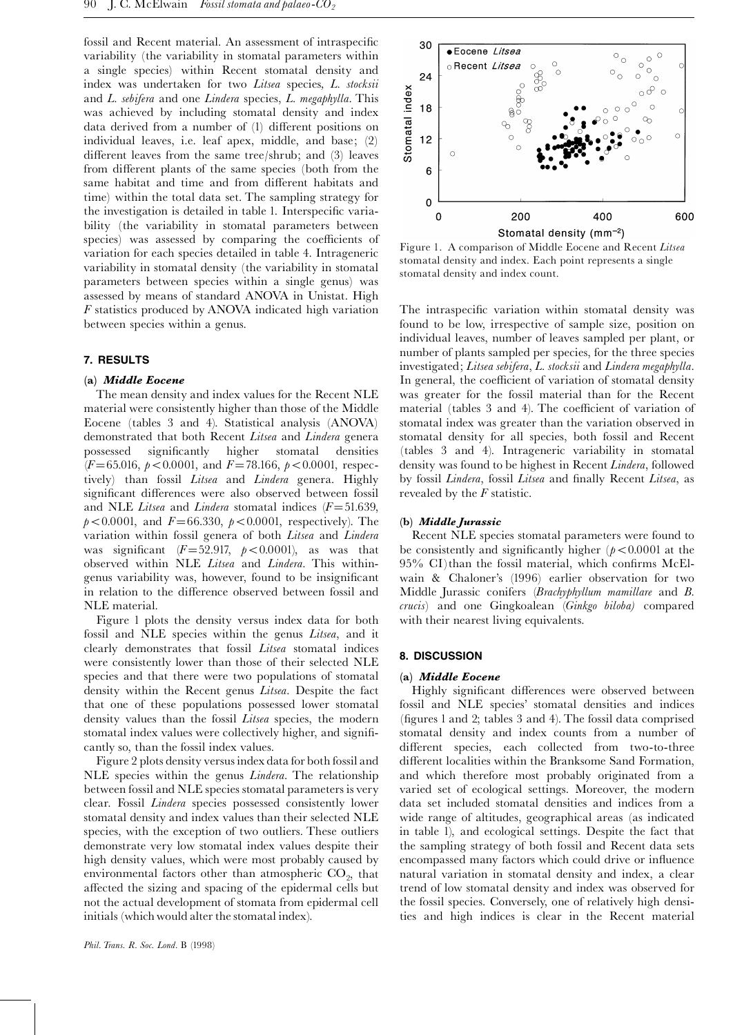fossil and Recent material. An assessment of intraspecific variability (the variability in stomatal parameters within a single species) within Recent stomatal density and index was undertaken for two *Litsea* species, *L. stocksii* and *L. sebifera* and one *Lindera* species, *L. megaphylla*. This was achieved by including stomatal density and index data derived from a number of (1) different positions on individual leaves, i.e. leaf apex, middle, and base; (2) different leaves from the same tree/shrub; and (3) leaves from different plants of the same species (both from the same habitat and time and from different habitats and time) within the total data set. The sampling strategy for the investigation is detailed in table 1. Interspecific variability (the variability in stomatal parameters between species) was assessed by comparing the coefficients of variation for each species detailed in table 4. Intrageneric variability in stomatal density (the variability in stomatal parameters between species within a single genus) was assessed by means of standard ANOVA in Unistat. High *F* statistics produced by ANOVA indicated high variation between species within a genus.

## 7. RESULTS

### (a) *Middle Eocene*

The mean density and index values for the Recent NLE material were consistently higher than those of the Middle Eocene (tables 3 and 4). Statistical analysis (ANOVA) demonstrated that both Recent *Litsea* and *Lindera* genera possessed significantly higher stomatal densities ($F = 65.016$, $p < 0.0001$, and $F = 78.166$, $p < 0.0001$, respectively) than fossil *Litsea* and *Lindera* genera. Highly significant differences were also observed between fossil and NLE *Litsea* and *Lindera* stomatal indices ($F = 51.639$, $p < 0.0001$, and $F = 66.330$, $p < 0.0001$, respectively). The variation within fossil genera of both *Litsea* and *Lindera* was significant ($F = 52.917$, $p < 0.0001$), as was that observed within NLE *Litsea* and *Lindera*. This within-genus variability was, however, found to be insignificant in relation to the difference observed between fossil and NLE material.

Figure 1 plots the density versus index data for both fossil and NLE species within the genus *Litsea*, and it clearly demonstrates that fossil *Litsea* stomatal indices were consistently lower than those of their selected NLE species and that there were two populations of stomatal density within the Recent genus *Litsea*. Despite the fact that one of these populations possessed lower stomatal density values than the fossil *Litsea* species, the modern stomatal index values were collectively higher, and significantly so, than the fossil index values.

Figure 2 plots density versus index data for both fossil and NLE species within the genus *Lindera*. The relationship between fossil and NLE species stomatal parameters is very clear. Fossil *Lindera* species possessed consistently lower stomatal density and index values than their selected NLE species, with the exception of two outliers. These outliers demonstrate very low stomatal index values despite their high density values, which were most probably caused by environmental factors other than atmospheric $CO_2$, that affected the sizing and spacing of the epidermal cells but not the actual development of stomata from epidermal cell initials (which would alter the stomatal index).

Figure 1. A comparison of Middle Eocene and Recent *Litsea* stomatal density and index. Each point represents a single stomatal density and index count.

The intraspecific variation within stomatal density was found to be low, irrespective of sample size, position on individual leaves, number of leaves sampled per plant, or number of plants sampled per species, for the three species investigated; *Litsea sebifera*, *L. stocksii* and *Lindera megaphylla*. In general, the coefficient of variation of stomatal density was greater for the fossil material than for the Recent material (tables 3 and 4). The coefficient of variation of stomatal index was greater than the variation observed in stomatal density for all species, both fossil and Recent (tables 3 and 4). Intrageneric variability in stomatal density was found to be highest in Recent *Lindera*, followed by fossil *Lindera*, fossil *Litsea* and finally Recent *Litsea*, as revealed by the *F* statistic.

### (b) *Middle Jurassic*

Recent NLE species stomatal parameters were found to be consistently and significantly higher ($p < 0.0001$ at the 95% CI) than the fossil material, which confirms McElwain & Chaloner's (1996) earlier observation for two Middle Jurassic conifers (*Brachyphyllum mamillare* and *B. crucis*) and one Gingkoalean (*Ginkgo biloba*) compared with their nearest living equivalents.

## 8. DISCUSSION

### (a) *Middle Eocene*

Highly significant differences were observed between fossil and NLE species' stomatal densities and indices (figures 1 and 2; tables 3 and 4). The fossil data comprised stomatal density and index counts from a number of different species, each collected from two-to-three different localities within the Branksome Sand Formation, and which therefore most probably originated from a varied set of ecological settings. Moreover, the modern data set included stomatal densities and indices from a wide range of altitudes, geographical areas (as indicated in table 1), and ecological settings. Despite the fact that the sampling strategy of both fossil and Recent data sets encompassed many factors which could drive or influence natural variation in stomatal density and index, a clear trend of low stomatal density and index was observed for the fossil species. Conversely, one of relatively high densities and high indices is clear in the Recent material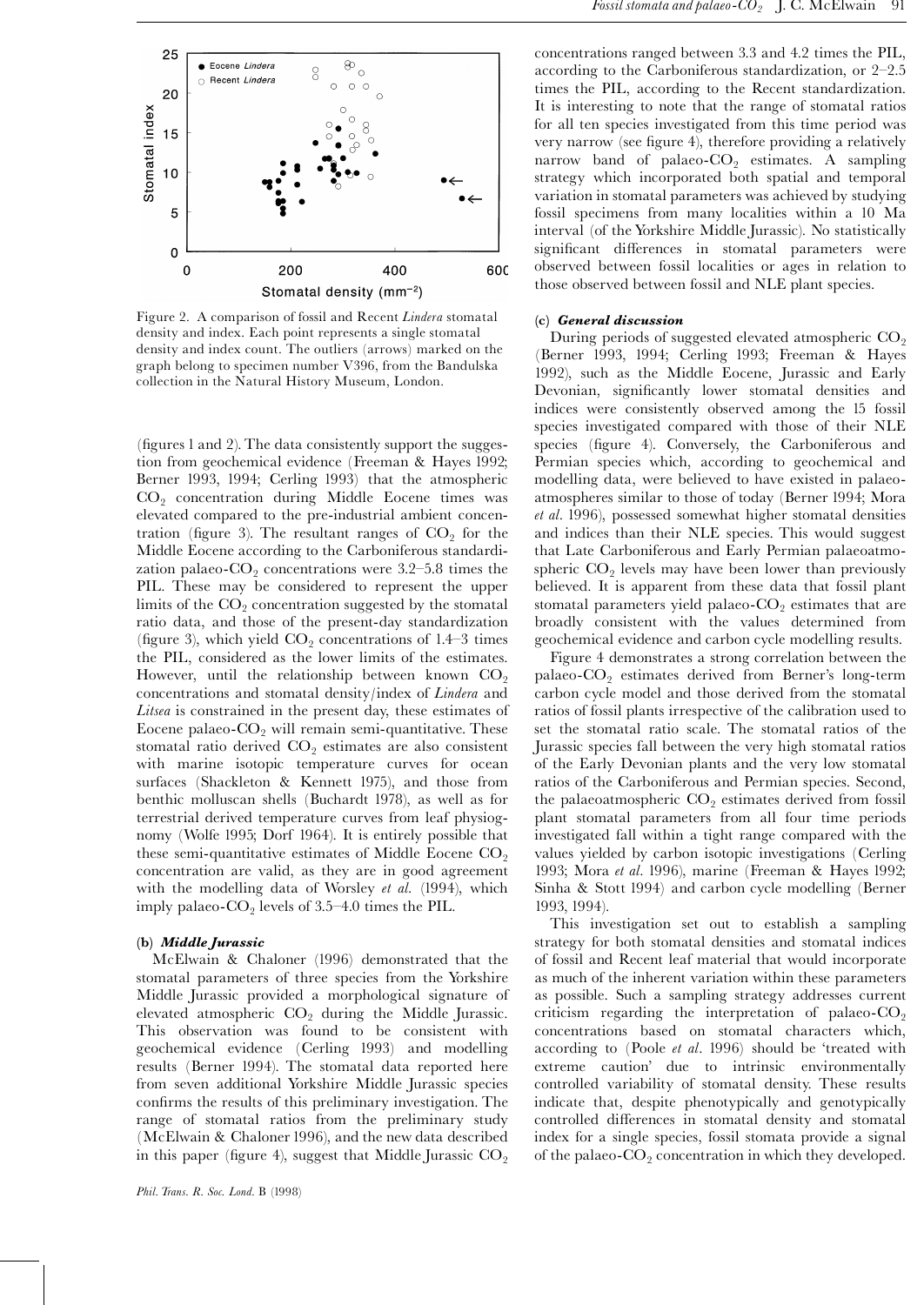Figure 2. A comparison of fossil and Recent *Lindera* stomatal density and index. Each point represents a single stomatal density and index count. The outliers (arrows) marked on the graph belong to specimen number V396, from the Bandulska collection in the Natural History Museum, London.

(figures 1 and 2). The data consistently support the suggestion from geochemical evidence (Freeman & Hayes 1992; Berner 1993, 1994; Cerling 1993) that the atmospheric $CO_2$ concentration during Middle Eocene times was elevated compared to the pre-industrial ambient concentration (figure 3). The resultant ranges of $CO_2$ for the Middle Eocene according to the Carboniferous standardization palaeo-$CO_2$ concentrations were 3.2–5.8 times the PIL. These may be considered to represent the upper limits of the $CO_2$ concentration suggested by the stomatal ratio data, and those of the present-day standardization (figure 3), which yield $CO_2$ concentrations of 1.4–3 times the PIL, considered as the lower limits of the estimates. However, until the relationship between known $CO_2$ concentrations and stomatal density/index of *Lindera* and *Litsea* is constrained in the present day, these estimates of Eocene palaeo-$CO_2$ will remain semi-quantitative. These stomatal ratio derived $CO_2$ estimates are also consistent with marine isotopic temperature curves for ocean surfaces (Shackleton & Kennett 1975), and those from benthic molluscan shells (Buchardt 1978), as well as for terrestrial derived temperature curves from leaf physiognomy (Wolfe 1995; Dorf 1964). It is entirely possible that these semi-quantitative estimates of Middle Eocene $CO_2$ concentration are valid, as they are in good agreement with the modelling data of Worsley *et al.* (1994), which imply palaeo-$CO_2$ levels of 3.5–4.0 times the PIL.

### (b) *Middle Jurassic*

McElwain & Chaloner (1996) demonstrated that the stomatal parameters of three species from the Yorkshire Middle Jurassic provided a morphological signature of elevated atmospheric $CO_2$ during the Middle Jurassic. This observation was found to be consistent with geochemical evidence (Cerling 1993) and modelling results (Berner 1994). The stomatal data reported here from seven additional Yorkshire Middle Jurassic species confirms the results of this preliminary investigation. The range of stomatal ratios from the preliminary study (McElwain & Chaloner 1996), and the new data described in this paper (figure 4), suggest that Middle Jurassic $CO_2$ concentrations ranged between 3.3 and 4.2 times the PIL, according to the Carboniferous standardization, or 2–2.5 times the PIL, according to the Recent standardization. It is interesting to note that the range of stomatal ratios for all ten species investigated from this time period was very narrow (see figure 4), therefore providing a relatively narrow band of palaeo-$CO_2$ estimates. A sampling strategy which incorporated both spatial and temporal variation in stomatal parameters was achieved by studying fossil specimens from many localities within a 10 Ma interval (of the Yorkshire Middle Jurassic). No statistically significant differences in stomatal parameters were observed between fossil localities or ages in relation to those observed between fossil and NLE plant species.

### (c) *General discussion*

During periods of suggested elevated atmospheric $CO_2$ (Berner 1993, 1994; Cerling 1993; Freeman & Hayes 1992), such as the Middle Eocene, Jurassic and Early Devonian, significantly lower stomatal densities and indices were consistently observed among the 15 fossil species investigated compared with those of their NLE species (figure 4). Conversely, the Carboniferous and Permian species which, according to geochemical and modelling data, were believed to have existed in palaeoatmospheres similar to those of today (Berner 1994; Mora *et al.* 1996), possessed somewhat higher stomatal densities and indices than their NLE species. This would suggest that Late Carboniferous and Early Permian palaeoatmospheric $CO_2$ levels may have been lower than previously believed. It is apparent from these data that fossil plant stomatal parameters yield palaeo-$CO_2$ estimates that are broadly consistent with the values determined from geochemical evidence and carbon cycle modelling results.

Figure 4 demonstrates a strong correlation between the palaeo-$CO_2$ estimates derived from Berner's long-term carbon cycle model and those derived from the stomatal ratios of fossil plants irrespective of the calibration used to set the stomatal ratio scale. The stomatal ratios of the Jurassic species fall between the very high stomatal ratios of the Early Devonian plants and the very low stomatal ratios of the Carboniferous and Permian species. Second, the palaeoatmospheric $CO_2$ estimates derived from fossil plant stomatal parameters from all four time periods investigated fall within a tight range compared with the values yielded by carbon isotopic investigations (Cerling 1993; Mora *et al.* 1996), marine (Freeman & Hayes 1992; Sinha & Stott 1994) and carbon cycle modelling (Berner 1993, 1994).

This investigation set out to establish a sampling strategy for both stomatal densities and stomatal indices of fossil and Recent leaf material that would incorporate as much of the inherent variation within these parameters as possible. Such a sampling strategy addresses current criticism regarding the interpretation of palaeo-$CO_2$ concentrations based on stomatal characters which, according to (Poole *et al.* 1996) should be 'treated with extreme caution' due to intrinsic environmentally controlled variability of stomatal density. These results indicate that, despite phenotypically and genotypically controlled differences in stomatal density and stomatal index for a single species, fossil stomata provide a signal of the palaeo-$CO_2$ concentration in which they developed.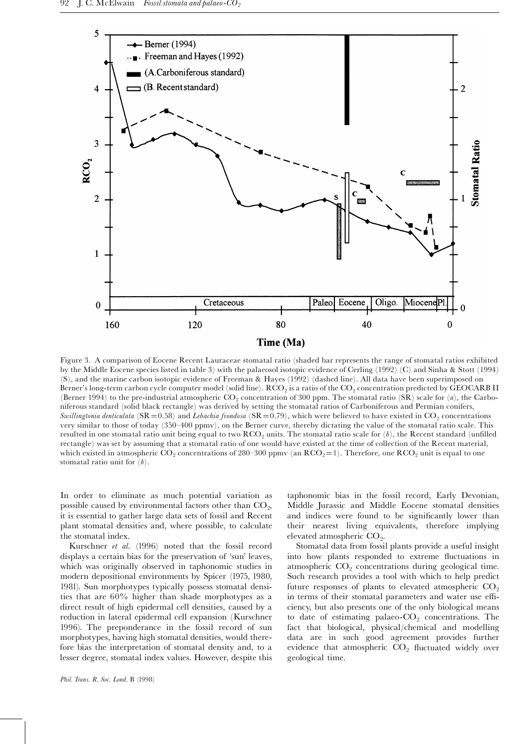Figure 3. A comparison of Eocene Recent Lauraceae stomatal ratio (shaded bar represents the range of stomatal ratios exhibited by the Middle Eocene species listed in table 3) with the palaeosol isotopic evidence of Cerling (1992) (C) and Sinha & Stott (1994) (S), and the marine carbon isotopic evidence of Freeman & Hayes (1992) (dashed line). All data have been superimposed on Berner's long-term carbon cycle computer model (solid line). $RCO_2$ is a ratio of the $CO_2$ concentration predicted by GEOCARB II (Berner 1994) to the pre-industrial atmospheric $CO_2$ concentration of 300 ppm. The stomatal ratio (SR) scale for (*a*), the Carboniferous standard (solid black rectangle) was derived by setting the stomatal ratios of Carboniferous and Permian conifers, *Swillingtonia denticulata* (SR = 0.58) and *Lebachia frondosa* (SR = 0.79), which were believed to have existed in $CO_2$ concentrations very similar to those of today (350–400 ppmv), on the Berner curve, thereby dictating the value of the stomatal ratio scale. This resulted in one stomatal ratio unit being equal to two $RCO_2$ units. The stomatal ratio scale for (*b*), the Recent standard (unfilled rectangle) was set by assuming that a stomatal ratio of one would have existed at the time of collection of the Recent material, which existed in atmospheric $CO_2$ concentrations of 280–300 ppmv (an $RCO_2 = 1$). Therefore, one $RCO_2$ unit is equal to one stomatal ratio unit for (*b*).

In order to eliminate as much potential variation as possible caused by environmental factors other than $CO_2$, it is essential to gather large data sets of fossil and Recent plant stomatal densities and, where possible, to calculate the stomatal index.

Kurschner *et al.* (1996) noted that the fossil record displays a certain bias for the preservation of 'sun' leaves, which was originally observed in taphonomic studies in modern depositional environments by Spicer (1975, 1980, 1981). Sun morphotypes typically possess stomatal densities that are 60% higher than shade morphotypes as a direct result of high epidermal cell densities, caused by a reduction in lateral epidermal cell expansion (Kurschner 1996). The preponderance in the fossil record of sun morphotypes, having high stomatal densities, would therefore bias the interpretation of stomatal density and, to a lesser degree, stomatal index values. However, despite this taphonomic bias in the fossil record, Early Devonian, Middle Jurassic and Middle Eocene stomatal densities and indices were found to be significantly lower than their nearest living equivalents, therefore implying elevated atmospheric $CO_2$.

Stomatal data from fossil plants provide a useful insight into how plants responded to extreme fluctuations in atmospheric $CO_2$ concentrations during geological time. Such research provides a tool with which to help predict future responses of plants to elevated atmospheric $CO_2$ in terms of their stomatal parameters and water use efficiency, but also presents one of the only biological means to date of estimating palaeo-$CO_2$ concentrations. The fact that biological, physical/chemical and modelling data are in such good agreement provides further evidence that atmospheric $CO_2$ fluctuated widely over geological time.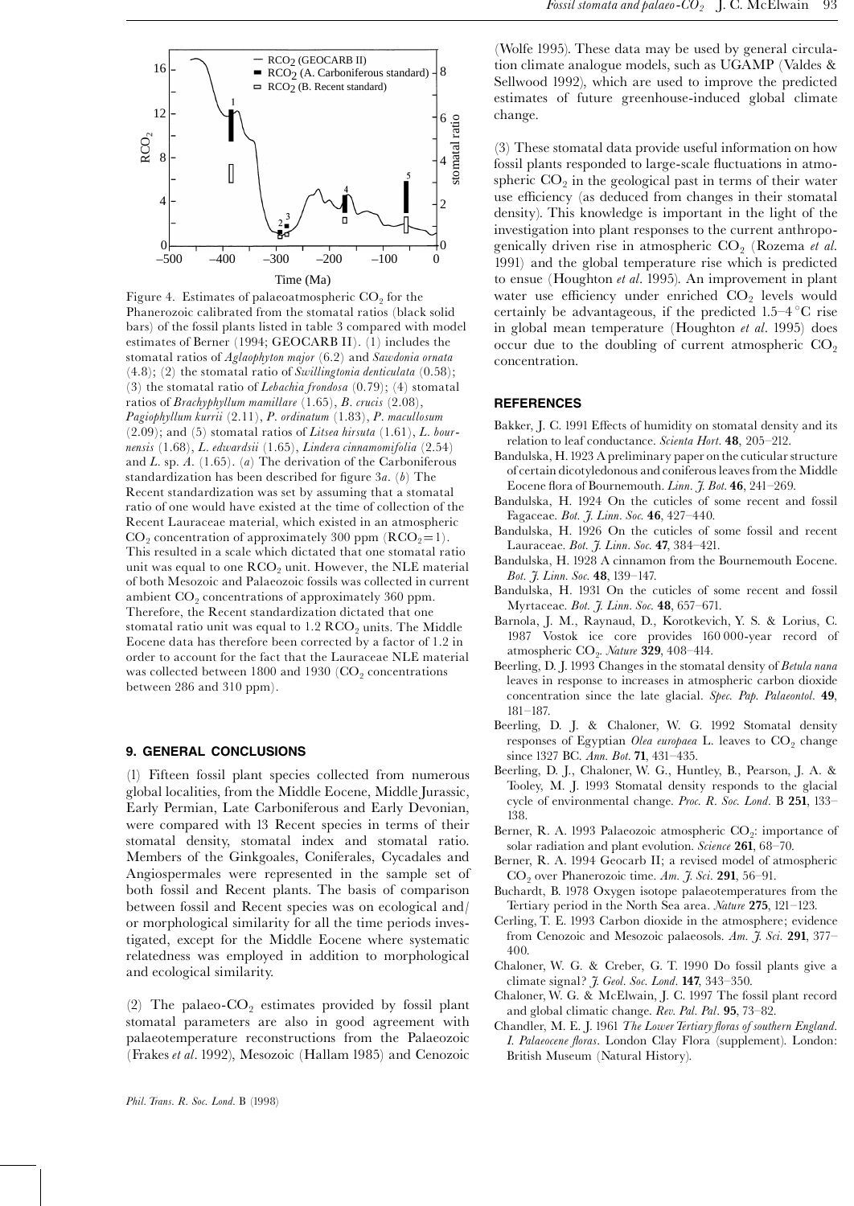Figure 4. Estimates of palaeoatmospheric $CO_2$ for the Phanerozoic calibrated from the stomatal ratios (black solid bars) of the fossil plants listed in table 3 compared with model estimates of Berner (1994; GEOCARB II). (1) includes the stomatal ratios of *Aglaophyton major* (6.2) and *Sawdonia ornata* (4.8); (2) the stomatal ratio of *Swillingtonia denticulata* (0.58); (3) the stomatal ratio of *Lebachia frondosa* (0.79); (4) stomatal ratios of *Brachyphyllum mamillare* (1.65), *B. crucis* (2.08), *Pagiophyllum kurrii* (2.11), *P. ordinatum* (1.83), *P. macullosum* (2.09); and (5) stomatal ratios of *Litsea hirsuta* (1.61), *L. bournensis* (1.68), *L. edwardsii* (1.65), *Lindera cinnamomifolia* (2.54) and *L.* sp. *A.* (1.65). (*a*) The derivation of the Carboniferous standardization has been described for figure 3*a*. (*b*) The Recent standardization was set by assuming that a stomatal ratio of one would have existed at the time of collection of the Recent Lauraceae material, which existed in an atmospheric $CO_2$ concentration of approximately 300 ppm ($RCO_2 = 1$). This resulted in a scale which dictated that one stomatal ratio unit was equal to one $RCO_2$ unit. However, the NLE material of both Mesozoic and Palaeozoic fossils was collected in current ambient $CO_2$ concentrations of approximately 360 ppm. Therefore, the Recent standardization dictated that one stomatal ratio unit was equal to 1.2 $RCO_2$ units. The Middle Eocene data has therefore been corrected by a factor of 1.2 in order to account for the fact that the Lauraceae NLE material was collected between 1800 and 1930 ($CO_2$ concentrations between 286 and 310 ppm).

## 9. GENERAL CONCLUSIONS

(1) Fifteen fossil plant species collected from numerous global localities, from the Middle Eocene, Middle Jurassic, Early Permian, Late Carboniferous and Early Devonian, were compared with 13 Recent species in terms of their stomatal density, stomatal index and stomatal ratio. Members of the Ginkgoales, Coniferales, Cycadales and Angiospermales were represented in the sample set of both fossil and Recent plants. The basis of comparison between fossil and Recent species was on ecological and/or morphological similarity for all the time periods investigated, except for the Middle Eocene where systematic relatedness was employed in addition to morphological and ecological similarity.

(2) The palaeo-$CO_2$ estimates provided by fossil plant stomatal parameters are also in good agreement with palaeotemperature reconstructions from the Palaeozoic (Frakes *et al*. 1992), Mesozoic (Hallam 1985) and Cenozoic (Wolfe 1995). These data may be used by general circulation climate analogue models, such as UGAMP (Valdes & Sellwood 1992), which are used to improve the predicted estimates of future greenhouse-induced global climate change.

(3) These stomatal data provide useful information on how fossil plants responded to large-scale fluctuations in atmospheric $CO_2$ in the geological past in terms of their water use efficiency (as deduced from changes in their stomatal density). This knowledge is important in the light of the investigation into plant responses to the current anthropogenically driven rise in atmospheric $CO_2$ (Rozema *et al*. 1991) and the global temperature rise which is predicted to ensue (Houghton *et al*. 1995). An improvement in plant water use efficiency under enriched $CO_2$ levels would certainly be advantageous, if the predicted 1.5–4 °C rise in global mean temperature (Houghton *et al*. 1995) does occur due to the doubling of current atmospheric $CO_2$ concentration.

## REFERENCES

Bakker, J. C. 1991 Effects of humidity on stomatal density and its relation to leaf conductance. *Scienta Hort*. **48**, 205–212.

Bandulska, H. 1923 A preliminary paper on the cuticular structure of certain dicotyledonous and coniferous leaves from the Middle Eocene flora of Bournemouth. *Linn. J. Bot*. **46**, 241–269.

Bandulska, H. 1924 On the cuticles of some recent and fossil Fagaceae. *Bot. J. Linn. Soc*. **46**, 427–440.

Bandulska, H. 1926 On the cuticles of some fossil and recent Lauraceae. *Bot. J. Linn. Soc*. **47**, 384–421.

Bandulska, H. 1928 A cinnamon from the Bournemouth Eocene. *Bot. J. Linn. Soc*. **48**, 139–147.

Bandulska, H. 1931 On the cuticles of some recent and fossil Myrtaceae. *Bot. J. Linn. Soc*. **48**, 657–671.

Barnola, J. M., Raynaud, D., Korotkevich, Y. S. & Lorius, C. 1987 Vostok ice core provides 160 000-year record of atmospheric $CO_2$. *Nature* **329**, 408–414.

Beerling, D. J. 1993 Changes in the stomatal density of *Betula nana* leaves in response to increases in atmospheric carbon dioxide concentration since the late glacial. *Spec. Pap. Palaeontol*. **49**, 181–187.

Beerling, D. J. & Chaloner, W. G. 1992 Stomatal density responses of Egyptian *Olea europaea* L. leaves to $CO_2$ change since 1327 BC. *Ann. Bot*. **71**, 431–435.

Beerling, D. J., Chaloner, W. G., Huntley, B., Pearson, J. A. & Tooley, M. J. 1993 Stomatal density responds to the glacial cycle of environmental change. *Proc. R. Soc. Lond*. B **251**, 133–138.

Berner, R. A. 1993 Palaeozoic atmospheric $CO_2$: importance of solar radiation and plant evolution. *Science* **261**, 68–70.

Berner, R. A. 1994 Geocarb II; a revised model of atmospheric $CO_2$ over Phanerozoic time. *Am. J. Sci*. **291**, 56–91.

Buchardt, B. 1978 Oxygen isotope palaeotemperatures from the Tertiary period in the North Sea area. *Nature* **275**, 121–123.

Cerling, T. E. 1993 Carbon dioxide in the atmosphere; evidence from Cenozoic and Mesozoic palaeosols. *Am. J. Sci*. **291**, 377–400.

Chaloner, W. G. & Creber, G. T. 1990 Do fossil plants give a climate signal? *J. Geol. Soc. Lond*. **147**, 343–350.

Chaloner, W. G. & McElwain, J. C. 1997 The fossil plant record and global climatic change. *Rev. Pal. Pal*. **95**, 73–82.

Chandler, M. E. J. 1961 *The Lower Tertiary floras of southern England. I. Palaeocene floras*. London Clay Flora (supplement). London: British Museum (Natural History).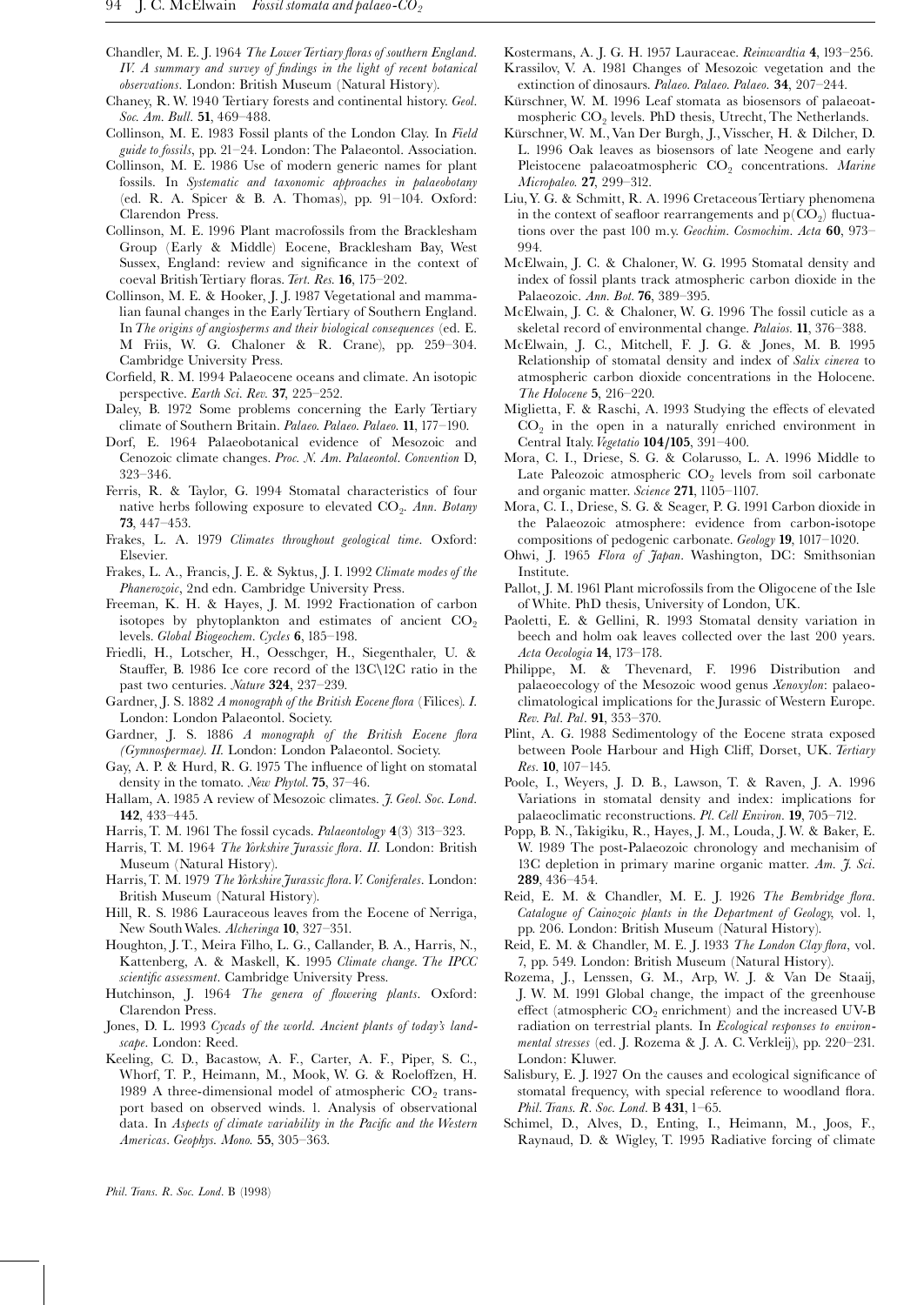Chandler, M. E. J. 1964 *The Lower Tertiary floras of southern England. IV. A summary and survey of findings in the light of recent botanical observations*. London: British Museum (Natural History).

Chaney, R. W. 1940 Tertiary forests and continental history. *Geol. Soc. Am. Bull.* **51**, 469–488.

Collinson, M. E. 1983 Fossil plants of the London Clay. In *Field guide to fossils*, pp. 21–24. London: The Palaeontol. Association.

Collinson, M. E. 1986 Use of modern generic names for plant fossils. In *Systematic and taxonomic approaches in palaeobotany* (ed. R. A. Spicer & B. A. Thomas), pp. 91–104. Oxford: Clarendon Press.

Collinson, M. E. 1996 Plant macrofossils from the Bracklesham Group (Early & Middle) Eocene, Bracklesham Bay, West Sussex, England: review and significance in the context of coeval British Tertiary floras. *Tert. Res.* **16**, 175–202.

Collinson, M. E. & Hooker, J. J. 1987 Vegetational and mammalian faunal changes in the Early Tertiary of Southern England. In *The origins of angiosperms and their biological consequences* (ed. E. M Friis, W. G. Chaloner & R. Crane), pp. 259–304. Cambridge University Press.

Corfield, R. M. 1994 Palaeocene oceans and climate. An isotopic perspective. *Earth Sci. Rev.* **37**, 225–252.

Daley, B. 1972 Some problems concerning the Early Tertiary climate of Southern Britain. *Palaeo. Palaeo. Palaeo.* **11**, 177–190.

Dorf, E. 1964 Palaeobotanical evidence of Mesozoic and Cenozoic climate changes. *Proc. N. Am. Palaeontol. Convention* D, 323–346.

Ferris, R. & Taylor, G. 1994 Stomatal characteristics of four native herbs following exposure to elevated $CO_2$. *Ann. Botany* **73**, 447–453.

Frakes, L. A. 1979 *Climates throughout geological time*. Oxford: Elsevier.

Frakes, L. A., Francis, J. E. & Syktus, J. I. 1992 *Climate modes of the Phanerozoic*, 2nd edn. Cambridge University Press.

Freeman, K. H. & Hayes, J. M. 1992 Fractionation of carbon isotopes by phytoplankton and estimates of ancient $CO_2$ levels. *Global Biogeochem. Cycles* **6**, 185–198.

Friedli, H., Lotscher, H., Oesschger, H., Siegenthaler, U. & Stauffer, B. 1986 Ice core record of the 13C\12C ratio in the past two centuries. *Nature* **324**, 237–239.

Gardner, J. S. 1882 *A monograph of the British Eocene flora* (Filices). *I*. London: London Palaeontol. Society.

Gardner, J. S. 1886 *A monograph of the British Eocene flora (Gymnospermae). II*. London: London Palaeontol. Society.

Gay, A. P. & Hurd, R. G. 1975 The influence of light on stomatal density in the tomato. *New Phytol.* **75**, 37–46.

Hallam, A. 1985 A review of Mesozoic climates. *J. Geol. Soc. Lond.* **142**, 433–445.

Harris, T. M. 1961 The fossil cycads. *Palaeontology* **4**(3) 313–323.

Harris, T. M. 1964 *The Yorkshire Jurassic flora. II*. London: British Museum (Natural History).

Harris, T. M. 1979 *The Yorkshire Jurassic flora. V. Coniferales*. London: British Museum (Natural History).

Hill, R. S. 1986 Lauraceous leaves from the Eocene of Nerriga, New South Wales. *Alcheringa* **10**, 327–351.

Houghton, J. T., Meira Filho, L. G., Callander, B. A., Harris, N., Kattenberg, A. & Maskell, K. 1995 *Climate change. The IPCC scientific assessment*. Cambridge University Press.

Hutchinson, J. 1964 *The genera of flowering plants*. Oxford: Clarendon Press.

Jones, D. L. 1993 *Cycads of the world. Ancient plants of today's landscape*. London: Reed.

Keeling, C. D., Bacastow, A. F., Carter, A. F., Piper, S. C., Whorf, T. P., Heimann, M., Mook, W. G. & Roeloffzen, H. 1989 A three-dimensional model of atmospheric $CO_2$ transport based on observed winds. 1. Analysis of observational data. In *Aspects of climate variability in the Pacific and the Western Americas*. *Geophys. Mono.* **55**, 305–363.

Kostermans, A. J. G. H. 1957 Lauraceae. *Reinwardtia* **4**, 193–256.

Krassilov, V. A. 1981 Changes of Mesozoic vegetation and the extinction of dinosaurs. *Palaeo. Palaeo. Palaeo.* **34**, 207–244.

Kürschner, W. M. 1996 Leaf stomata as biosensors of palaeoatmospheric $CO_2$ levels. PhD thesis, Utrecht, The Netherlands.

Kürschner, W. M., Van Der Burgh, J., Visscher, H. & Dilcher, D. L. 1996 Oak leaves as biosensors of late Neogene and early Pleistocene palaeoatmospheric $CO_2$ concentrations. *Marine Micropaleo.* **27**, 299–312.

Liu, Y. G. & Schmitt, R. A. 1996 Cretaceous Tertiary phenomena in the context of seafloor rearrangements and $p(CO_2)$ fluctuations over the past 100 m.y. *Geochim. Cosmochim. Acta* **60**, 973–994.

McElwain, J. C. & Chaloner, W. G. 1995 Stomatal density and index of fossil plants track atmospheric carbon dioxide in the Palaeozoic. *Ann. Bot.* **76**, 389–395.

McElwain, J. C. & Chaloner, W. G. 1996 The fossil cuticle as a skeletal record of environmental change. *Palaios.* **11**, 376–388.

McElwain, J. C., Mitchell, F. J. G. & Jones, M. B. 1995 Relationship of stomatal density and index of *Salix cinerea* to atmospheric carbon dioxide concentrations in the Holocene. *The Holocene* **5**, 216–220.

Miglietta, F. & Raschi, A. 1993 Studying the effects of elevated $CO_2$ in the open in a naturally enriched environment in Central Italy. *Vegetatio* **104/105**, 391–400.

Mora, C. I., Driese, S. G. & Colarusso, L. A. 1996 Middle to Late Paleozoic atmospheric $CO_2$ levels from soil carbonate and organic matter. *Science* **271**, 1105–1107.

Mora, C. I., Driese, S. G. & Seager, P. G. 1991 Carbon dioxide in the Palaeozoic atmosphere: evidence from carbon-isotope compositions of pedogenic carbonate. *Geology* **19**, 1017–1020.

Ohwi, J. 1965 *Flora of Japan*. Washington, DC: Smithsonian Institute.

Pallot, J. M. 1961 Plant microfossils from the Oligocene of the Isle of White. PhD thesis, University of London, UK.

Paoletti, E. & Gellini, R. 1993 Stomatal density variation in beech and holm oak leaves collected over the last 200 years. *Acta Oecologia* **14**, 173–178.

Philippe, M. & Thevenard, F. 1996 Distribution and palaeoecology of the Mesozoic wood genus *Xenoxylon*: palaeoclimatological implications for the Jurassic of Western Europe. *Rev. Pal. Pal.* **91**, 353–370.

Plint, A. G. 1988 Sedimentology of the Eocene strata exposed between Poole Harbour and High Cliff, Dorset, UK. *Tertiary Res.* **10**, 107–145.

Poole, I., Weyers, J. D. B., Lawson, T. & Raven, J. A. 1996 Variations in stomatal density and index: implications for palaeoclimatic reconstructions. *Pl. Cell Environ.* **19**, 705–712.

Popp, B. N., Takigiku, R., Hayes, J. M., Louda, J. W. & Baker, E. W. 1989 The post-Palaeozoic chronology and mechanism of 13C depletion in primary marine organic matter. *Am. J. Sci.* **289**, 436–454.

Reid, E. M. & Chandler, M. E. J. 1926 *The Bembridge flora. Catalogue of Cainozoic plants in the Department of Geology*, vol. 1, pp. 206. London: British Museum (Natural History).

Reid, E. M. & Chandler, M. E. J. 1933 *The London Clay flora*, vol. 7, pp. 549. London: British Museum (Natural History).

Rozema, J., Lenssen, G. M., Arp, W. J. & Van De Staaij, J. W. M. 1991 Global change, the impact of the greenhouse effect (atmospheric $CO_2$ enrichment) and the increased UV-B radiation on terrestrial plants. In *Ecological responses to environmental stresses* (ed. J. Rozema & J. A. C. Verkleij), pp. 220–231. London: Kluwer.

Salisbury, E. J. 1927 On the causes and ecological significance of stomatal frequency, with special reference to woodland flora. *Phil. Trans. R. Soc. Lond.* B **431**, 1–65.

Schimel, D., Alves, D., Enting, I., Heimann, M., Joos, F., Raynaud, D. & Wigley, T. 1995 Radiative forcing of climate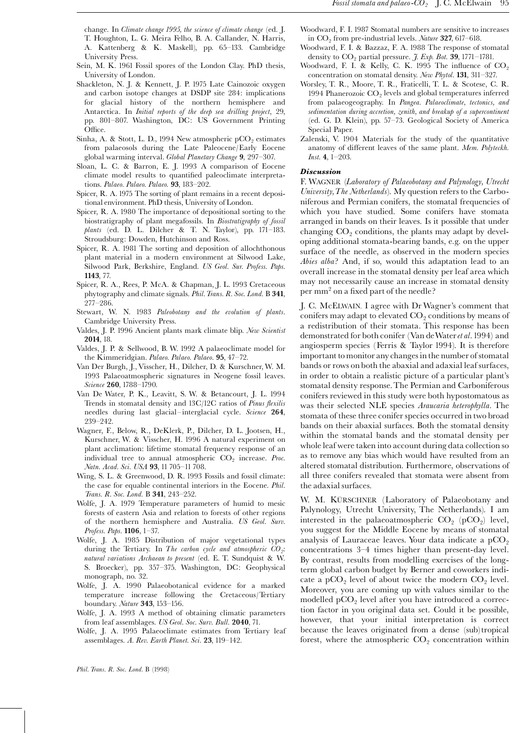change. In *Climate change 1995, the science of climate change* (ed. J. T. Houghton, L. G. Meira Felho, B. A. Callander, N. Harris, A. Kattenberg & K. Maskell), pp. 65–133. Cambridge University Press.

Sein, M. K. 1961 Fossil spores of the London Clay. PhD thesis, University of London.

Shackleton, N. J. & Kennett, J. P. 1975 Late Cainozoic oxygen and carbon isotope changes at DSDP site 284: implications for glacial history of the northern hemisphere and Antarctica. In *Initial reports of the deep sea drilling project*, 29, pp. 801–807. Washington, DC: US Government Printing Office.

Sinha, A. & Stott, L. D., 1994 New atmospheric $pCO_2$ estimates from palaeosols during the Late Paleocene/Early Eocene global warming interval. *Global Planetary Change* **9**, 297–307.

Sloan, L. C. & Barron, E. J. 1993 A comparison of Eocene climate model results to quantified paleoclimate interpretations. *Palaeo. Palaeo. Palaeo.* **93**, 183–202.

Spicer, R. A. 1975 The sorting of plant remains in a recent depositional environment. PhD thesis, University of London.

Spicer, R. A. 1980 The importance of depositional sorting to the biostratigraphy of plant megafossils. In *Biostratigraphy of fossil plants* (ed. D. L. Dilcher & T. N. Taylor), pp. 171–183. Stroudsburg: Dowden, Hutchinson and Ross.

Spicer, R. A. 1981 The sorting and deposition of allochthonous plant material in a modern environment at Silwood Lake, Silwood Park, Berkshire, England. *US Geol. Sur. Profess. Paps.* **1143**, 77.

Spicer, R. A., Rees, P. McA. & Chapman, J. L. 1993 Cretaceous phytography and climate signals. *Phil. Trans. R. Soc. Lond.* B **341**, 277–286.

Stewart, W. N. 1983 *Paleobotany and the evolution of plants*. Cambridge University Press.

Valdes, J. P. 1996 Ancient plants mark climate blip. *New Scientist* **2014**, 18.

Valdes, J. P. & Sellwood, B. W. 1992 A palaeoclimate model for the Kimmeridgian. *Palaeo. Palaeo. Palaeo.* **95**, 47–72.

Van Der Burgh, J., Visscher, H., Dilcher, D. & Kurschner, W. M. 1993 Palaeoatmospheric signatures in Neogene fossil leaves. *Science* **260**, 1788–1790.

Van De Water, P. K., Leavitt, S. W. & Betancourt, J. L. 1994 Trends in stomatal density and 13C/12C ratios of *Pinus flexilis* needles during last glacial–interglacial cycle. *Science* **264**, 239–242.

Wagner, F., Below, R., DeKlerk, P., Dilcher, D. L. Jootsen, H., Kurschner, W. & Visscher, H. 1996 A natural experiment on plant acclimation: lifetime stomatal frequency response of an individual tree to annual atmospheric $CO_2$ increase. *Proc. Natn. Acad. Sci. USA* **93**, 11 705–11 708.

Wing, S. L. & Greenwood, D. R. 1993 Fossils and fossil climate: the case for equable continental interiors in the Eocene. *Phil. Trans. R. Soc. Lond.* B **341**, 243–252.

Wolfe, J. A. 1979 Temperature parameters of humid to mesic forests of eastern Asia and relation to forests of other regions of the northern hemisphere and Australia. *US Geol. Surv. Profess. Paps.* **1106**, 1–37.

Wolfe, J. A. 1985 Distribution of major vegetational types during the Tertiary. In *The carbon cycle and atmospheric $CO_2$: natural variations Archaean to present* (ed. E. T. Sundquist & W. S. Broecker), pp. 357–375. Washington, DC: Geophysical monograph, no. 32.

Wolfe, J. A. 1990 Palaeobotanical evidence for a marked temperature increase following the Cretaceous/Tertiary boundary. *Nature* **343**, 153–156.

Wolfe, J. A. 1993 A method of obtaining climatic parameters from leaf assemblages. *US Geol. Soc. Surv. Bull.* **2040**, 71.

Wolfe, J. A. 1995 Palaeoclimate estimates from Tertiary leaf assemblages. *A. Rev. Earth Planet. Sci.* **23**, 119–142.

Woodward, F. I. 1987 Stomatal numbers are sensitive to increases in $CO_2$ from pre-industrial levels. *Nature* **327**, 617–618.

Woodward, F. I. & Bazzaz, F. A. 1988 The response of stomatal density to $CO_2$ partial pressure. *J. Exp. Bot.* **39**, 1771–1781.

Woodward, F. I. & Kelly, C. K. 1995 The influence of $CO_2$ concentration on stomatal density. *New Phytol.* **131**, 311–327.

Worsley, T. R., Moore, T. R., Fraticelli, T. L. & Scotese, C. R. 1994 Phanerozoic $CO_2$ levels and global temperatures inferred from palaeogeography. In *Pangea. Palaeoclimate, tectonics, and sedimentation during accretion, zenith, and breakup of a supercontinent* (ed. G. D. Klein), pp. 57–73. Geological Society of America Special Paper.

Zalenski, V. 1904 Materials for the study of the quantitative anatomy of different leaves of the same plant. *Mem. Polyteckh. Inst.* **4**, 1–203.

### *Discussion*

F. Wagner (*Laboratory of Palaeobotany and Palynology, Utrecht University, The Netherlands*). My question refers to the Carboniferous and Permian conifers, the stomatal frequencies of which you have studied. Some conifers have stomata arranged in bands on their leaves. Is it possible that under changing $CO_2$ conditions, the plants may adapt by developing additional stomata-bearing bands, e.g. on the upper surface of the needle, as observed in the modern species *Abies alba*? And, if so, would this adaptation lead to an overall increase in the stomatal density per leaf area which may not necessarily cause an increase in stomatal density per $mm^2$ on a fixed part of the needle?

J. C. McElwain. I agree with Dr Wagner's comment that conifers may adapt to elevated $CO_2$ conditions by means of a redistribution of their stomata. This response has been demonstrated for both conifer (Van de Water *et al.* 1994) and angiosperm species (Ferris & Taylor 1994). It is therefore important to monitor any changes in the number of stomatal bands or rows on both the abaxial and adaxial leaf surfaces, in order to obtain a realistic picture of a particular plant's stomatal density response. The Permian and Carboniferous conifers reviewed in this study were both hypostomatous as was their selected NLE species *Araucaria heterophylla*. The stomata of these three conifer species occurred in two broad bands on their abaxial surfaces. Both the stomatal density within the stomatal bands and the stomatal density per whole leaf were taken into account during data collection so as to remove any bias which would have resulted from an altered stomatal distribution. Furthermore, observations of all three conifers revealed that stomata were absent from the adaxial surfaces.

W. M. Kürschner (Laboratory of Palaeobotany and Palynology, Utrecht University, The Netherlands). I am interested in the palaeoatmospheric $CO_2$ ($pCO_2$) level, you suggest for the Middle Eocene by means of stomatal analysis of Lauraceae leaves. Your data indicate a $pCO_2$ concentrations 3–4 times higher than present-day level. By contrast, results from modelling exercises of the long-term global carbon budget by Berner and coworkers indicate a $pCO_2$ level of about twice the modern $CO_2$ level. Moreover, you are coming up with values similar to the modelled $pCO_2$ level after you have introduced a correction factor in you original data set. Could it be possible, however, that your initial interpretation is correct because the leaves originated from a dense (sub)tropical forest, where the atmospheric $CO_2$ concentration within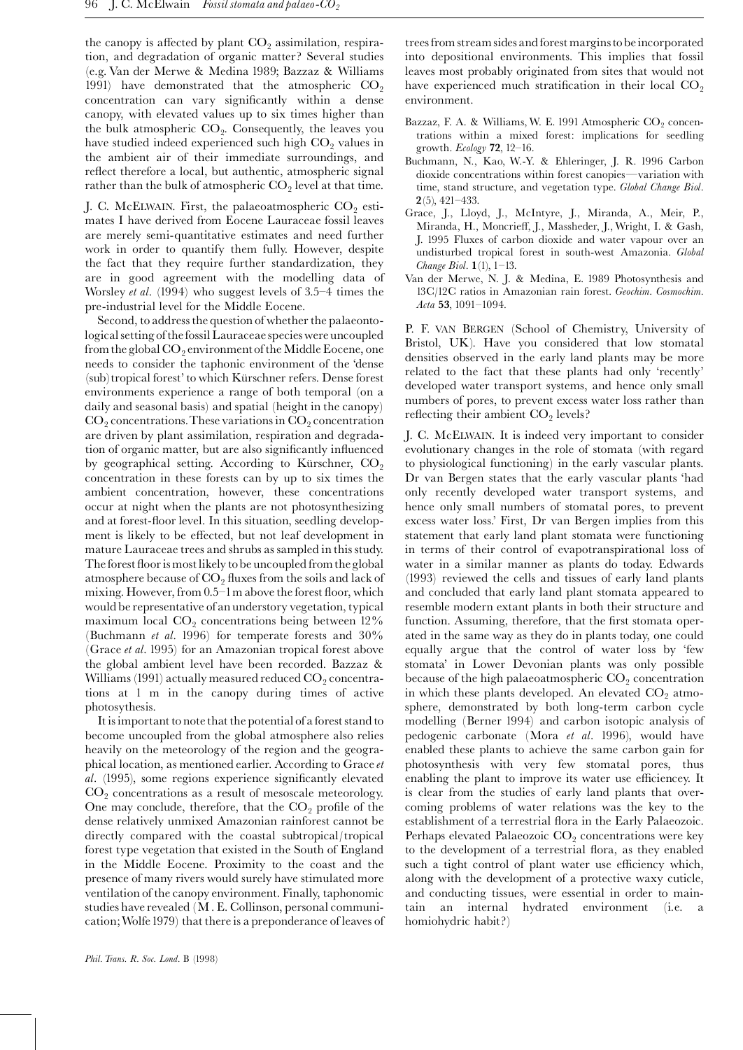the canopy is affected by plant $CO_2$ assimilation, respiration, and degradation of organic matter? Several studies (e.g. Van der Merwe & Medina 1989; Bazzaz & Williams 1991) have demonstrated that the atmospheric $CO_2$ concentration can vary significantly within a dense canopy, with elevated values up to six times higher than the bulk atmospheric $CO_2$. Consequently, the leaves you have studied indeed experienced such high $CO_2$ values in the ambient air of their immediate surroundings, and reflect therefore a local, but authentic, atmospheric signal rather than the bulk of atmospheric $CO_2$ level at that time.

J. C. McElwain. First, the palaeoatmospheric $CO_2$ estimates I have derived from Eocene Lauraceae fossil leaves are merely semi-quantitative estimates and need further work in order to quantify them fully. However, despite the fact that they require further standardization, they are in good agreement with the modelling data of Worsley *et al*. (1994) who suggest levels of 3.5–4 times the pre-industrial level for the Middle Eocene.

Second, to address the question of whether the palaeontological setting of the fossil Lauraceae species were uncoupled from the global $CO_2$ environment of the Middle Eocene, one needs to consider the taphonic environment of the 'dense (sub)tropical forest' to which Kürschner refers. Dense forest environments experience a range of both temporal (on a daily and seasonal basis) and spatial (height in the canopy) $CO_2$ concentrations. These variations in $CO_2$ concentration are driven by plant assimilation, respiration and degradation of organic matter, but are also significantly influenced by geographical setting. According to Kürschner, $CO_2$ concentration in these forests can by up to six times the ambient concentration, however, these concentrations occur at night when the plants are not photosynthesizing and at forest-floor level. In this situation, seedling development is likely to be effected, but not leaf development in mature Lauraceae trees and shrubs as sampled in this study. The forest floor is most likely to be uncoupled from the global atmosphere because of $CO_2$ fluxes from the soils and lack of mixing. However, from 0.5–1 m above the forest floor, which would be representative of an understory vegetation, typical maximum local $CO_2$ concentrations being between 12% (Buchmann *et al*. 1996) for temperate forests and 30% (Grace *et al*. 1995) for an Amazonian tropical forest above the global ambient level have been recorded. Bazzaz & Williams (1991) actually measured reduced $CO_2$ concentrations at 1 m in the canopy during times of active photosynthesis.

It is important to note that the potential of a forest stand to become uncoupled from the global atmosphere also relies heavily on the meteorology of the region and the geographical location, as mentioned earlier. According to Grace *et al*. (1995), some regions experience significantly elevated $CO_2$ concentrations as a result of mesoscale meteorology. One may conclude, therefore, that the $CO_2$ profile of the dense relatively unmixed Amazonian rainforest cannot be directly compared with the coastal subtropical/tropical forest type vegetation that existed in the South of England in the Middle Eocene. Proximity to the coast and the presence of many rivers would surely have stimulated more ventilation of the canopy environment. Finally, taphonomic studies have revealed (M. E. Collinson, personal communication; Wolfe 1979) that there is a preponderance of leaves of trees from stream sides and forest margins to be incorporated into depositional environments. This implies that fossil leaves most probably originated from sites that would not have experienced much stratification in their local $CO_2$ environment.

Bazzaz, F. A. & Williams, W. E. 1991 Atmospheric $CO_2$ concentrations within a mixed forest: implications for seedling growth. *Ecology* **72**, 12–16.

Buchmann, N., Kao, W.-Y. & Ehleringer, J. R. 1996 Carbon dioxide concentrations within forest canopies—variation with time, stand structure, and vegetation type. *Global Change Biol*. **2**(5), 421–433.

Grace, J., Lloyd, J., McIntyre, J., Miranda, A., Meir, P., Miranda, H., Moncrieff, J., Massheder, J., Wright, I. & Gash, J. 1995 Fluxes of carbon dioxide and water vapour over an undisturbed tropical forest in south-west Amazonia. *Global Change Biol*. **1**(1), 1–13.

Van der Merwe, N. J. & Medina, E. 1989 Photosynthesis and 13C/12C ratios in Amazonian rain forest. *Geochim. Cosmochim. Acta* **53**, 1091–1094.

P. F. van Bergen (School of Chemistry, University of Bristol, UK). Have you considered that low stomatal densities observed in the early land plants may be more related to the fact that these plants had only 'recently' developed water transport systems, and hence only small numbers of pores, to prevent excess water loss rather than reflecting their ambient $CO_2$ levels?

J. C. McElwain. It is indeed very important to consider evolutionary changes in the role of stomata (with regard to physiological functioning) in the early vascular plants. Dr van Bergen states that the early vascular plants 'had only recently developed water transport systems, and hence only small numbers of stomatal pores, to prevent excess water loss.' First, Dr van Bergen implies from this statement that early land plant stomata were functioning in terms of their control of evapotranspirational loss of water in a similar manner as plants do today. Edwards (1993) reviewed the cells and tissues of early land plants and concluded that early land plant stomata appeared to resemble modern extant plants in both their structure and function. Assuming, therefore, that the first stomata operated in the same way as they do in plants today, one could equally argue that the control of water loss by 'few stomata' in Lower Devonian plants was only possible because of the high palaeoatmospheric $CO_2$ concentration in which these plants developed. An elevated $CO_2$ atmosphere, demonstrated by both long-term carbon cycle modelling (Berner 1994) and carbon isotopic analysis of pedogenic carbonate (Mora *et al*. 1996), would have enabled these plants to achieve the same carbon gain for photosynthesis with very few stomatal pores, thus enabling the plant to improve its water use efficiencey. It is clear from the studies of early land plants that overcoming problems of water relations was the key to the establishment of a terrestrial flora in the Early Palaeozoic. Perhaps elevated Palaeozoic $CO_2$ concentrations were key to the development of a terrestrial flora, as they enabled such a tight control of plant water use efficiency which, along with the development of a protective waxy cuticle, and conducting tissues, were essential in order to maintain an internal hydrated environment (i.e. a homiohydric habit?)